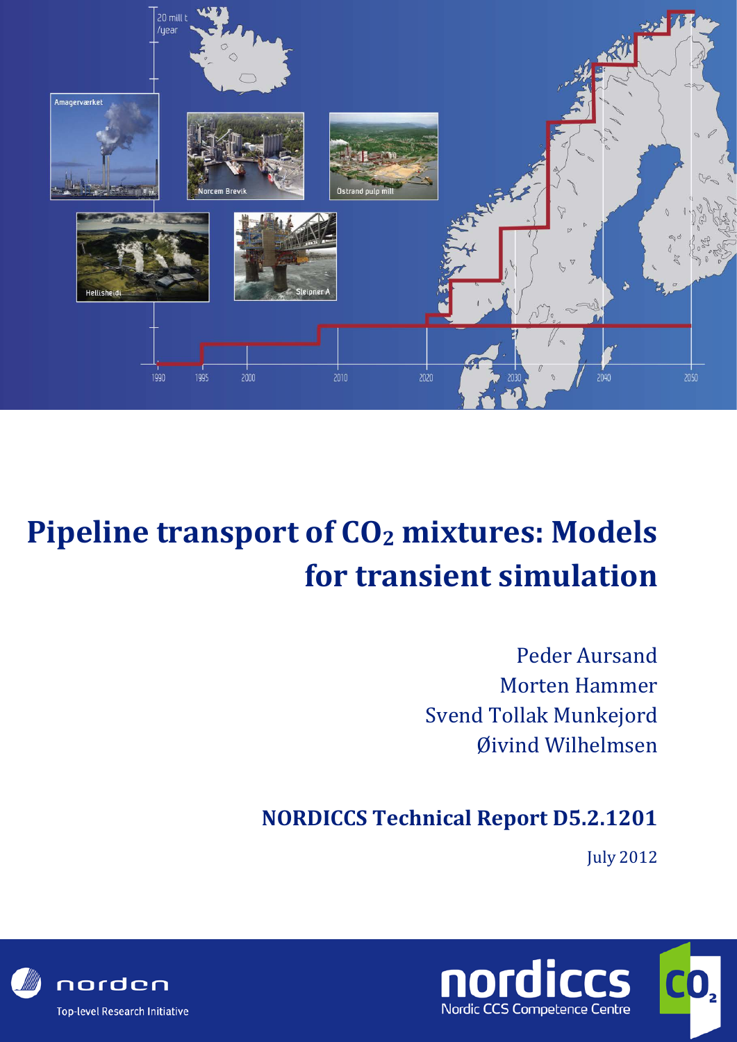# Pipeline transport of $CO_2$ mixtures: Models for transient simulation

Peder Aursand
Morten Hammer
Svend Tollak Munkejord
Øivind Wilhelmsen

**NORDICCS Technical Report D5.2.1201**

July 2012

norden
Top-level Research Initiative

nordiccs
Nordic CCS Competence Centre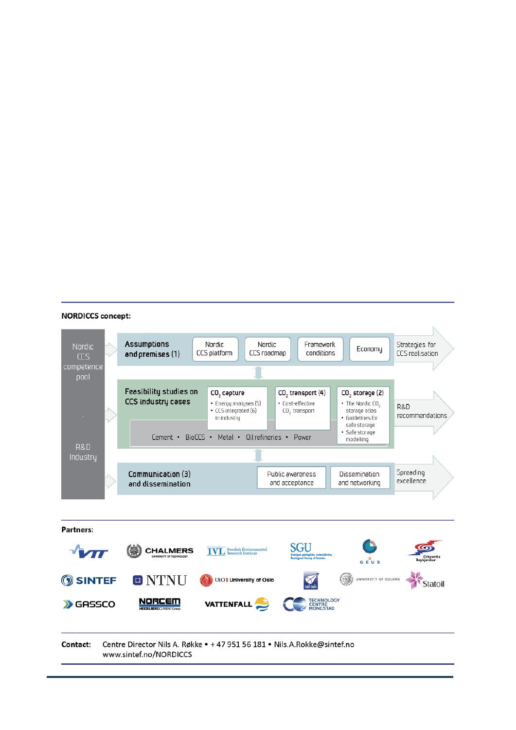**NORDICCS concept:**

Nordic CCS competence pool

R&D Industry

**Assumptions and premises (1)**

- Nordic CCS platform
- Nordic CCS roadmap
- Framework conditions
- Economy

Strategies for CCS realisation

**Feasibility studies on CCS industry cases**

**$CO_2$ capture**
- Energy analyses (5)
- CCS integrated (6) in industry

**$CO_2$ transport (4)**
- Cost-effective $CO_2$ transport

**$CO_2$ storage (2)**
- The Nordic $CO_2$ storage atlas
- Guidelines for safe storage
- Safe storage modelling

Cement • BioCCS • Metal • Oil refineries • Power

R&D recommendations

**Communication (3) and dissemination**

- Public awareness and acceptance
- Dissemination and networking

Spreading excellence

**Partners:**

VTT, Chalmers University of Technology, IVL Swedish Environmental Research Institute, SGU Sveriges geologiska undersökning Geological Survey of Sweden, GEUS, Orkuveita Reykjavíkur, SINTEF, NTNU, UiO University of Oslo, tel-tek, University of Iceland, Statoil, GASSCO, NORCEM HeidelbergCement Group, Vattenfall, Technology Centre Mongstad

**Contact:** Centre Director Nils A. Røkke • + 47 951 56 181 • Nils.A.Rokke@sintef.no
www.sintef.no/NORDICCS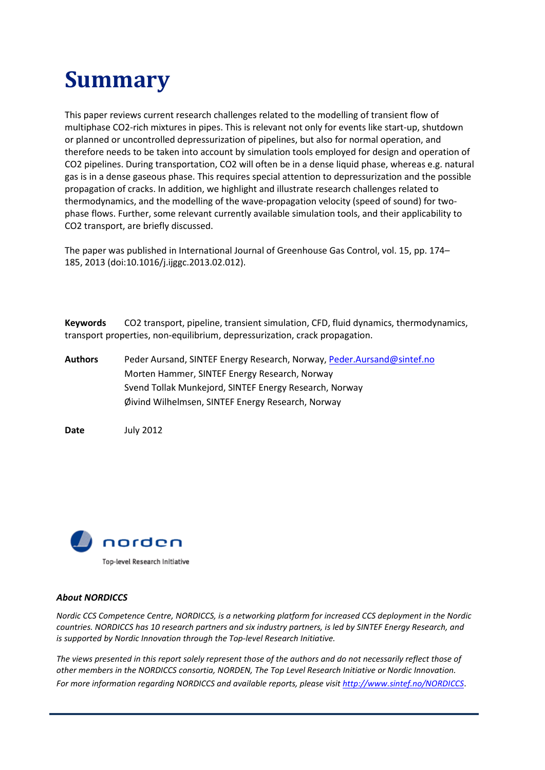# Summary

This paper reviews current research challenges related to the modelling of transient flow of multiphase CO2-rich mixtures in pipes. This is relevant not only for events like start-up, shutdown or planned or uncontrolled depressurization of pipelines, but also for normal operation, and therefore needs to be taken into account by simulation tools employed for design and operation of CO2 pipelines. During transportation, CO2 will often be in a dense liquid phase, whereas e.g. natural gas is in a dense gaseous phase. This requires special attention to depressurization and the possible propagation of cracks. In addition, we highlight and illustrate research challenges related to thermodynamics, and the modelling of the wave-propagation velocity (speed of sound) for two-phase flows. Further, some relevant currently available simulation tools, and their applicability to CO2 transport, are briefly discussed.

The paper was published in International Journal of Greenhouse Gas Control, vol. 15, pp. 174–185, 2013 (doi:10.1016/j.ijggc.2013.02.012).

**Keywords** CO2 transport, pipeline, transient simulation, CFD, fluid dynamics, thermodynamics, transport properties, non-equilibrium, depressurization, crack propagation.

**Authors** Peder Aursand, SINTEF Energy Research, Norway, Peder.Aursand@sintef.no
Morten Hammer, SINTEF Energy Research, Norway
Svend Tollak Munkejord, SINTEF Energy Research, Norway
Øivind Wilhelmsen, SINTEF Energy Research, Norway

**Date** July 2012

norden

Top-level Research Initiative

***About NORDICCS***

*Nordic CCS Competence Centre, NORDICCS, is a networking platform for increased CCS deployment in the Nordic countries. NORDICCS has 10 research partners and six industry partners, is led by SINTEF Energy Research, and is supported by Nordic Innovation through the Top-level Research Initiative.*

*The views presented in this report solely represent those of the authors and do not necessarily reflect those of other members in the NORDICCS consortia, NORDEN, The Top Level Research Initiative or Nordic Innovation. For more information regarding NORDICCS and available reports, please visit http://www.sintef.no/NORDICCS.*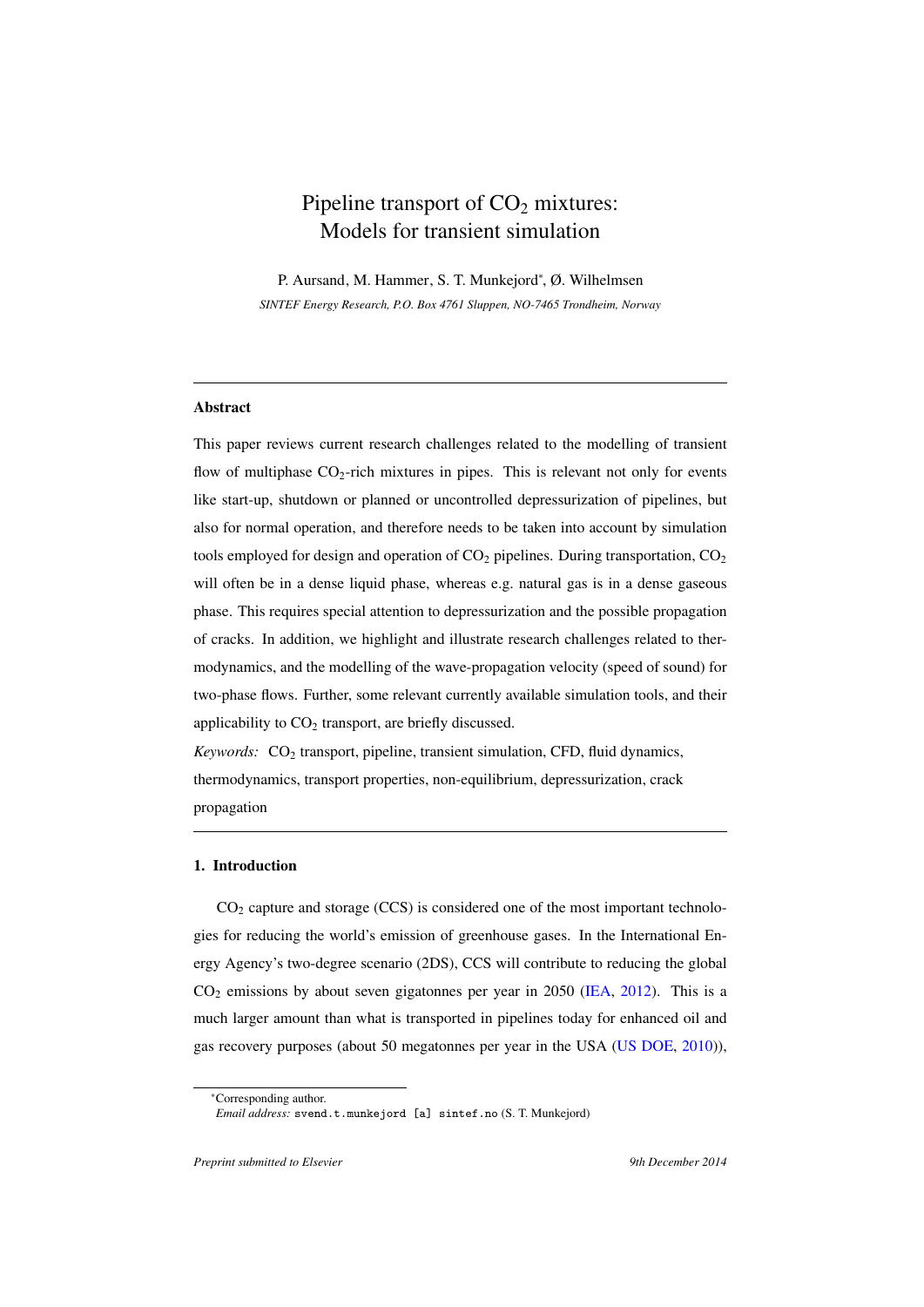# Pipeline transport of $CO_2$ mixtures: Models for transient simulation

P. Aursand, M. Hammer, S. T. Munkejord[*], Ø. Wilhelmsen

*SINTEF Energy Research, P.O. Box 4761 Sluppen, NO-7465 Trondheim, Norway*

---

**Abstract**

This paper reviews current research challenges related to the modelling of transient flow of multiphase $CO_2$-rich mixtures in pipes. This is relevant not only for events like start-up, shutdown or planned or uncontrolled depressurization of pipelines, but also for normal operation, and therefore needs to be taken into account by simulation tools employed for design and operation of $CO_2$ pipelines. During transportation, $CO_2$ will often be in a dense liquid phase, whereas e.g. natural gas is in a dense gaseous phase. This requires special attention to depressurization and the possible propagation of cracks. In addition, we highlight and illustrate research challenges related to thermodynamics, and the modelling of the wave-propagation velocity (speed of sound) for two-phase flows. Further, some relevant currently available simulation tools, and their applicability to $CO_2$ transport, are briefly discussed.

*Keywords:* $CO_2$ transport, pipeline, transient simulation, CFD, fluid dynamics, thermodynamics, transport properties, non-equilibrium, depressurization, crack propagation

---

## 1. Introduction

$CO_2$ capture and storage (CCS) is considered one of the most important technologies for reducing the world's emission of greenhouse gases. In the International Energy Agency's two-degree scenario (2DS), CCS will contribute to reducing the global $CO_2$ emissions by about seven gigatonnes per year in 2050 (IEA, 2012). This is a much larger amount than what is transported in pipelines today for enhanced oil and gas recovery purposes (about 50 megatonnes per year in the USA (US DOE, 2010)),

[*]Corresponding author.
*Email address:* svend.t.munkejord [a] sintef.no (S. T. Munkejord)

*Preprint submitted to Elsevier* *9th December 2014*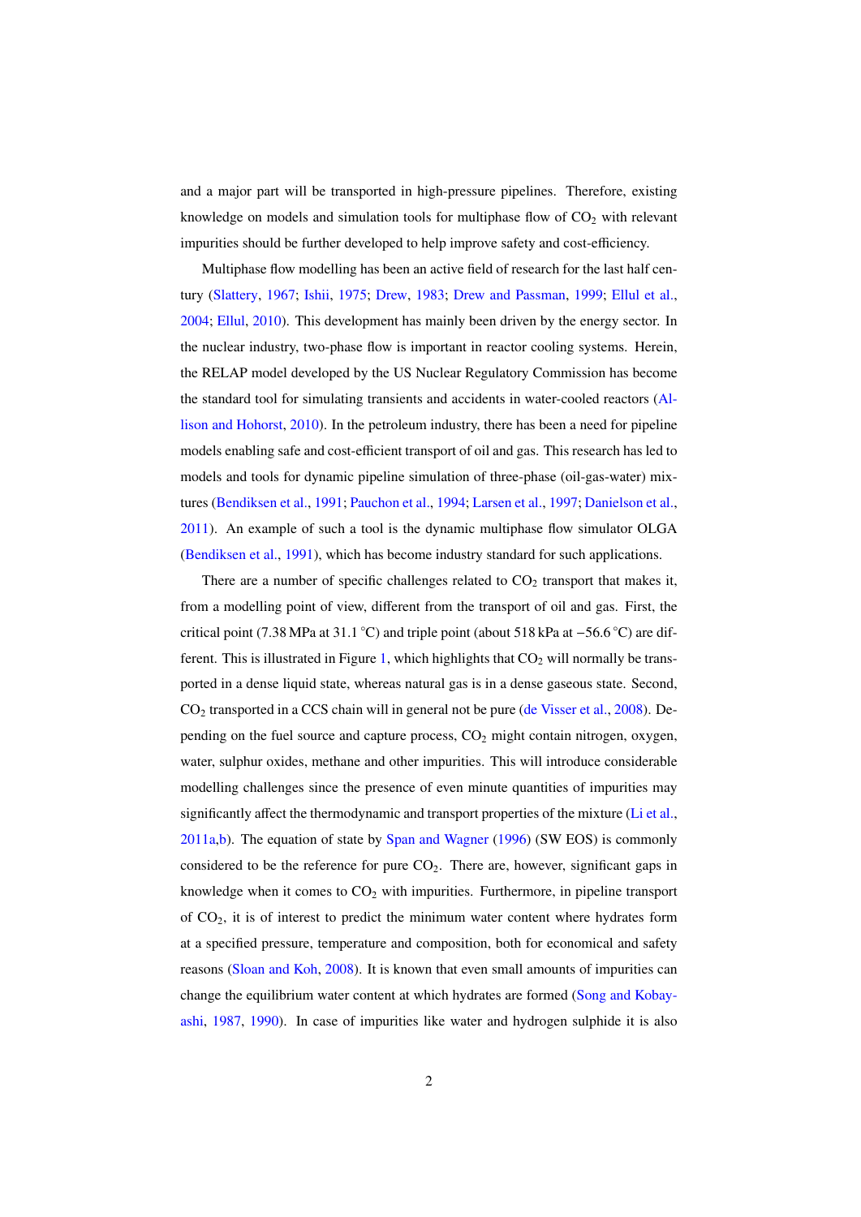and a major part will be transported in high-pressure pipelines. Therefore, existing knowledge on models and simulation tools for multiphase flow of $CO_2$ with relevant impurities should be further developed to help improve safety and cost-efficiency.

Multiphase flow modelling has been an active field of research for the last half century (Slattery, 1967; Ishii, 1975; Drew, 1983; Drew and Passman, 1999; Ellul et al., 2004; Ellul, 2010). This development has mainly been driven by the energy sector. In the nuclear industry, two-phase flow is important in reactor cooling systems. Herein, the RELAP model developed by the US Nuclear Regulatory Commission has become the standard tool for simulating transients and accidents in water-cooled reactors (Allison and Hohorst, 2010). In the petroleum industry, there has been a need for pipeline models enabling safe and cost-efficient transport of oil and gas. This research has led to models and tools for dynamic pipeline simulation of three-phase (oil-gas-water) mixtures (Bendiksen et al., 1991; Pauchon et al., 1994; Larsen et al., 1997; Danielson et al., 2011). An example of such a tool is the dynamic multiphase flow simulator OLGA (Bendiksen et al., 1991), which has become industry standard for such applications.

There are a number of specific challenges related to $CO_2$ transport that makes it, from a modelling point of view, different from the transport of oil and gas. First, the critical point (7.38 MPa at 31.1 °C) and triple point (about 518 kPa at −56.6 °C) are different. This is illustrated in Figure 1, which highlights that $CO_2$ will normally be transported in a dense liquid state, whereas natural gas is in a dense gaseous state. Second, $CO_2$ transported in a CCS chain will in general not be pure (de Visser et al., 2008). Depending on the fuel source and capture process, $CO_2$ might contain nitrogen, oxygen, water, sulphur oxides, methane and other impurities. This will introduce considerable modelling challenges since the presence of even minute quantities of impurities may significantly affect the thermodynamic and transport properties of the mixture (Li et al., 2011a,b). The equation of state by Span and Wagner (1996) (SW EOS) is commonly considered to be the reference for pure $CO_2$. There are, however, significant gaps in knowledge when it comes to $CO_2$ with impurities. Furthermore, in pipeline transport of $CO_2$, it is of interest to predict the minimum water content where hydrates form at a specified pressure, temperature and composition, both for economical and safety reasons (Sloan and Koh, 2008). It is known that even small amounts of impurities can change the equilibrium water content at which hydrates are formed (Song and Kobayashi, 1987, 1990). In case of impurities like water and hydrogen sulphide it is also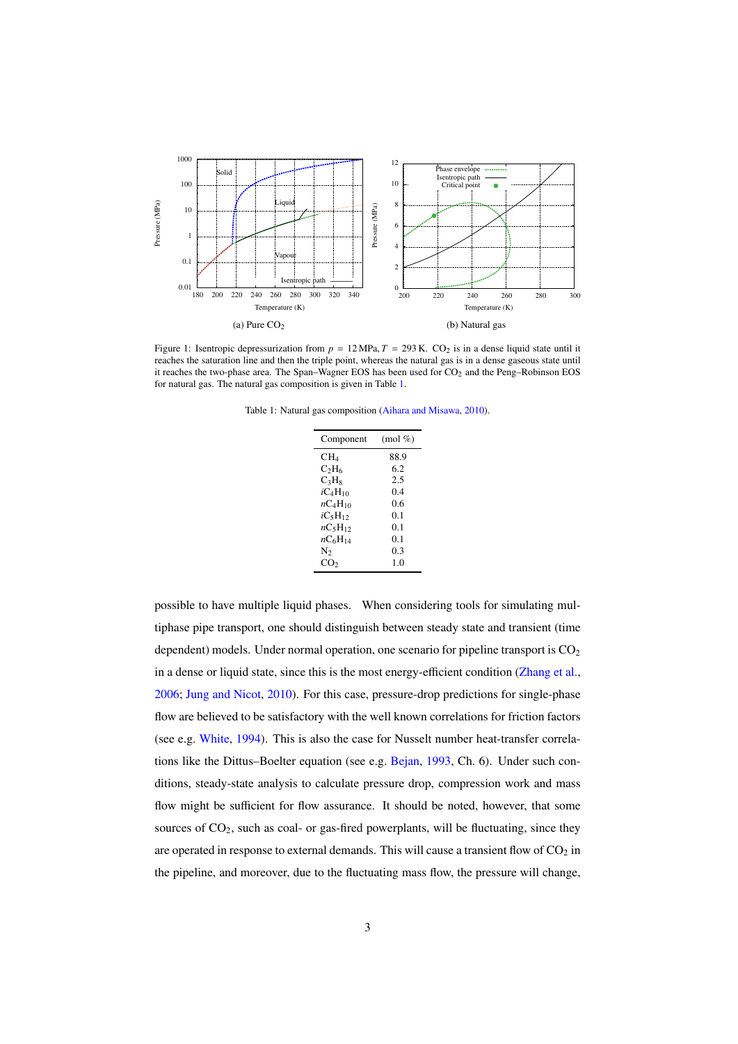(a) Pure $CO_2$

(b) Natural gas

Figure 1: Isentropic depressurization from $p = 12\,\text{MPa}, T = 293\,\text{K}$. $CO_2$ is in a dense liquid state until it reaches the saturation line and then the triple point, whereas the natural gas is in a dense gaseous state until it reaches the two-phase area. The Span–Wagner EOS has been used for $CO_2$ and the Peng–Robinson EOS for natural gas. The natural gas composition is given in Table 1.

Table 1: Natural gas composition (Aihara and Misawa, 2010).

| Component | (mol %) |
|---|---|
| $CH_4$ | 88.9 |
| $C_2H_6$ | 6.2 |
| $C_3H_8$ | 2.5 |
| $iC_4H_{10}$ | 0.4 |
| $nC_4H_{10}$ | 0.6 |
| $iC_5H_{12}$ | 0.1 |
| $nC_5H_{12}$ | 0.1 |
| $nC_6H_{14}$ | 0.1 |
| $N_2$ | 0.3 |
| $CO_2$ | 1.0 |

possible to have multiple liquid phases. When considering tools for simulating multiphase pipe transport, one should distinguish between steady state and transient (time dependent) models. Under normal operation, one scenario for pipeline transport is $CO_2$ in a dense or liquid state, since this is the most energy-efficient condition (Zhang et al., 2006; Jung and Nicot, 2010). For this case, pressure-drop predictions for single-phase flow are believed to be satisfactory with the well known correlations for friction factors (see e.g. White, 1994). This is also the case for Nusselt number heat-transfer correlations like the Dittus–Boelter equation (see e.g. Bejan, 1993, Ch. 6). Under such conditions, steady-state analysis to calculate pressure drop, compression work and mass flow might be sufficient for flow assurance. It should be noted, however, that some sources of $CO_2$, such as coal- or gas-fired powerplants, will be fluctuating, since they are operated in response to external demands. This will cause a transient flow of $CO_2$ in the pipeline, and moreover, due to the fluctuating mass flow, the pressure will change,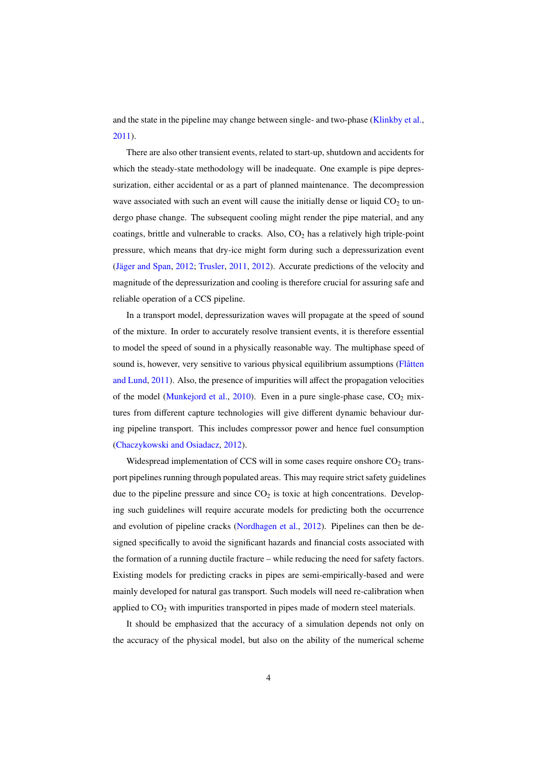and the state in the pipeline may change between single- and two-phase (Klinkby et al., 2011).

There are also other transient events, related to start-up, shutdown and accidents for which the steady-state methodology will be inadequate. One example is pipe depressurization, either accidental or as a part of planned maintenance. The decompression wave associated with such an event will cause the initially dense or liquid $CO_2$ to undergo phase change. The subsequent cooling might render the pipe material, and any coatings, brittle and vulnerable to cracks. Also, $CO_2$ has a relatively high triple-point pressure, which means that dry-ice might form during such a depressurization event (Jäger and Span, 2012; Trusler, 2011, 2012). Accurate predictions of the velocity and magnitude of the depressurization and cooling is therefore crucial for assuring safe and reliable operation of a CCS pipeline.

In a transport model, depressurization waves will propagate at the speed of sound of the mixture. In order to accurately resolve transient events, it is therefore essential to model the speed of sound in a physically reasonable way. The multiphase speed of sound is, however, very sensitive to various physical equilibrium assumptions (Flåtten and Lund, 2011). Also, the presence of impurities will affect the propagation velocities of the model (Munkejord et al., 2010). Even in a pure single-phase case, $CO_2$ mixtures from different capture technologies will give different dynamic behaviour during pipeline transport. This includes compressor power and hence fuel consumption (Chaczykowski and Osiadacz, 2012).

Widespread implementation of CCS will in some cases require onshore $CO_2$ transport pipelines running through populated areas. This may require strict safety guidelines due to the pipeline pressure and since $CO_2$ is toxic at high concentrations. Developing such guidelines will require accurate models for predicting both the occurrence and evolution of pipeline cracks (Nordhagen et al., 2012). Pipelines can then be designed specifically to avoid the significant hazards and financial costs associated with the formation of a running ductile fracture – while reducing the need for safety factors. Existing models for predicting cracks in pipes are semi-empirically-based and were mainly developed for natural gas transport. Such models will need re-calibration when applied to $CO_2$ with impurities transported in pipes made of modern steel materials.

It should be emphasized that the accuracy of a simulation depends not only on the accuracy of the physical model, but also on the ability of the numerical scheme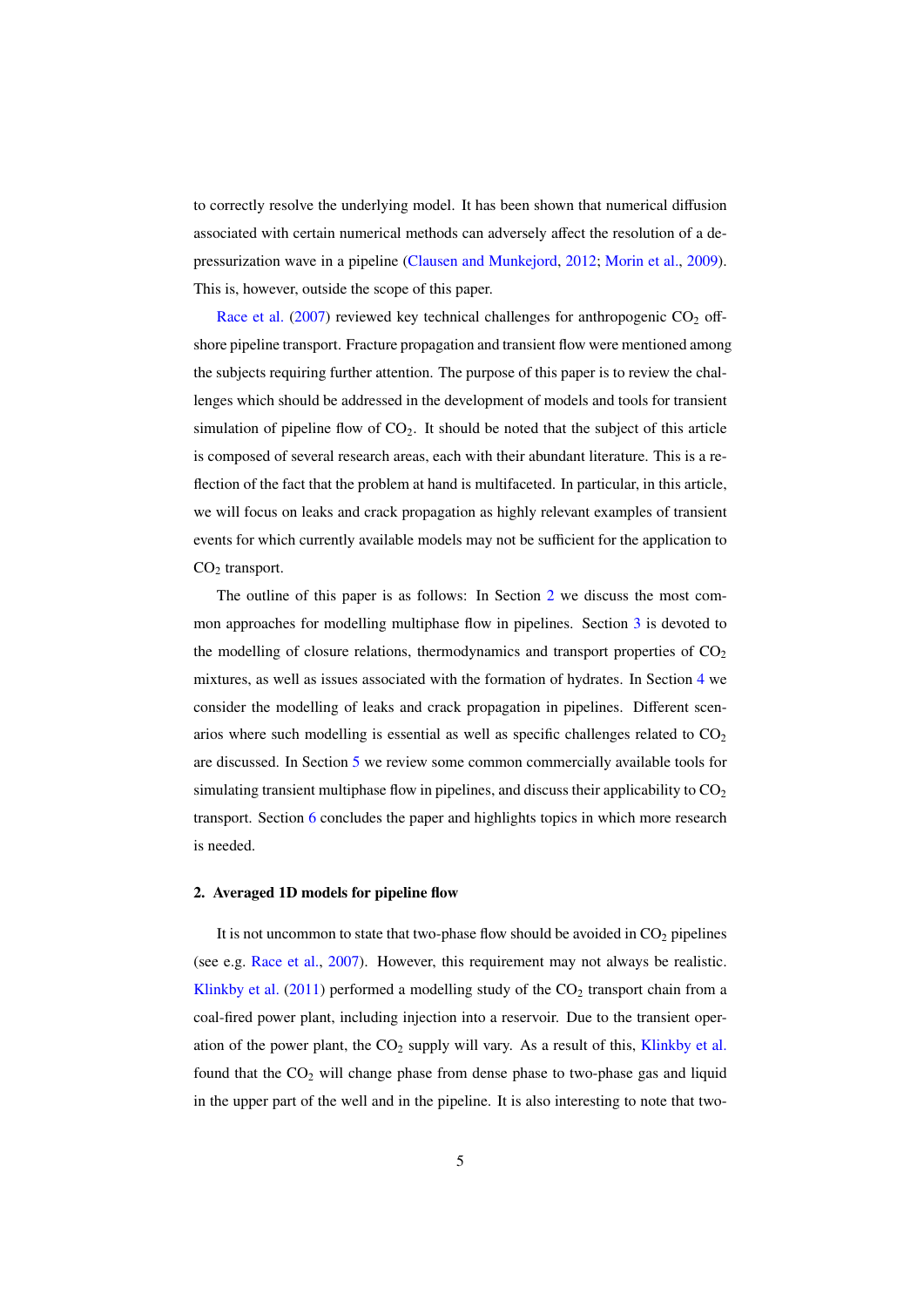to correctly resolve the underlying model. It has been shown that numerical diffusion associated with certain numerical methods can adversely affect the resolution of a depressurization wave in a pipeline (Clausen and Munkejord, 2012; Morin et al., 2009). This is, however, outside the scope of this paper.

Race et al. (2007) reviewed key technical challenges for anthropogenic $CO_2$ offshore pipeline transport. Fracture propagation and transient flow were mentioned among the subjects requiring further attention. The purpose of this paper is to review the challenges which should be addressed in the development of models and tools for transient simulation of pipeline flow of $CO_2$. It should be noted that the subject of this article is composed of several research areas, each with their abundant literature. This is a reflection of the fact that the problem at hand is multifaceted. In particular, in this article, we will focus on leaks and crack propagation as highly relevant examples of transient events for which currently available models may not be sufficient for the application to $CO_2$ transport.

The outline of this paper is as follows: In Section 2 we discuss the most common approaches for modelling multiphase flow in pipelines. Section 3 is devoted to the modelling of closure relations, thermodynamics and transport properties of $CO_2$ mixtures, as well as issues associated with the formation of hydrates. In Section 4 we consider the modelling of leaks and crack propagation in pipelines. Different scenarios where such modelling is essential as well as specific challenges related to $CO_2$ are discussed. In Section 5 we review some common commercially available tools for simulating transient multiphase flow in pipelines, and discuss their applicability to $CO_2$ transport. Section 6 concludes the paper and highlights topics in which more research is needed.

## 2. Averaged 1D models for pipeline flow

It is not uncommon to state that two-phase flow should be avoided in $CO_2$ pipelines (see e.g. Race et al., 2007). However, this requirement may not always be realistic. Klinkby et al. (2011) performed a modelling study of the $CO_2$ transport chain from a coal-fired power plant, including injection into a reservoir. Due to the transient operation of the power plant, the $CO_2$ supply will vary. As a result of this, Klinkby et al. found that the $CO_2$ will change phase from dense phase to two-phase gas and liquid in the upper part of the well and in the pipeline. It is also interesting to note that two-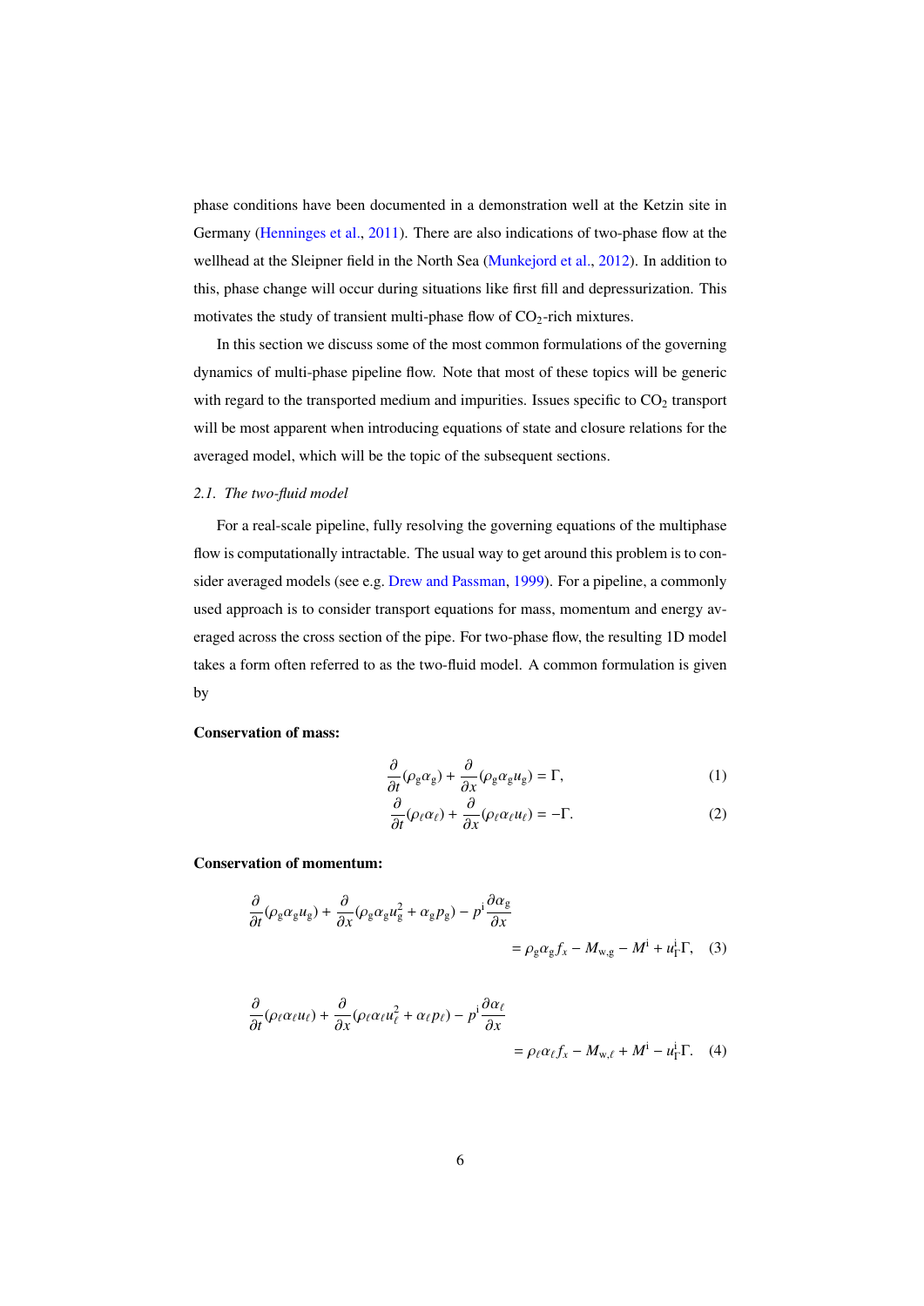phase conditions have been documented in a demonstration well at the Ketzin site in Germany (Henninges et al., 2011). There are also indications of two-phase flow at the wellhead at the Sleipner field in the North Sea (Munkejord et al., 2012). In addition to this, phase change will occur during situations like first fill and depressurization. This motivates the study of transient multi-phase flow of $CO_2$-rich mixtures.

In this section we discuss some of the most common formulations of the governing dynamics of multi-phase pipeline flow. Note that most of these topics will be generic with regard to the transported medium and impurities. Issues specific to $CO_2$ transport will be most apparent when introducing equations of state and closure relations for the averaged model, which will be the topic of the subsequent sections.

### *2.1. The two-fluid model*

For a real-scale pipeline, fully resolving the governing equations of the multiphase flow is computationally intractable. The usual way to get around this problem is to consider averaged models (see e.g. Drew and Passman, 1999). For a pipeline, a commonly used approach is to consider transport equations for mass, momentum and energy averaged across the cross section of the pipe. For two-phase flow, the resulting 1D model takes a form often referred to as the two-fluid model. A common formulation is given by

**Conservation of mass:**

$$\frac{\partial}{\partial t}(\rho_{\mathrm{g}}\alpha_{\mathrm{g}}) + \frac{\partial}{\partial x}(\rho_{\mathrm{g}}\alpha_{\mathrm{g}}u_{\mathrm{g}}) = \Gamma, \tag{1}$$

$$\frac{\partial}{\partial t}(\rho_{\ell}\alpha_{\ell}) + \frac{\partial}{\partial x}(\rho_{\ell}\alpha_{\ell}u_{\ell}) = -\Gamma. \tag{2}$$

**Conservation of momentum:**

$$\frac{\partial}{\partial t}(\rho_{\mathrm{g}}\alpha_{\mathrm{g}}u_{\mathrm{g}}) + \frac{\partial}{\partial x}(\rho_{\mathrm{g}}\alpha_{\mathrm{g}}u_{\mathrm{g}}^2 + \alpha_{\mathrm{g}}p_{\mathrm{g}}) - p^{\mathrm{i}}\frac{\partial \alpha_{\mathrm{g}}}{\partial x} = \rho_{\mathrm{g}}\alpha_{\mathrm{g}}f_x - M_{\mathrm{w,g}} - M^{\mathrm{i}} + u_{\Gamma}^{\mathrm{i}}\Gamma, \tag{3}$$

$$\frac{\partial}{\partial t}(\rho_{\ell}\alpha_{\ell}u_{\ell}) + \frac{\partial}{\partial x}(\rho_{\ell}\alpha_{\ell}u_{\ell}^2 + \alpha_{\ell}p_{\ell}) - p^{\mathrm{i}}\frac{\partial \alpha_{\ell}}{\partial x} = \rho_{\ell}\alpha_{\ell}f_x - M_{\mathrm{w},\ell} + M^{\mathrm{i}} - u_{\Gamma}^{\mathrm{i}}\Gamma. \tag{4}$$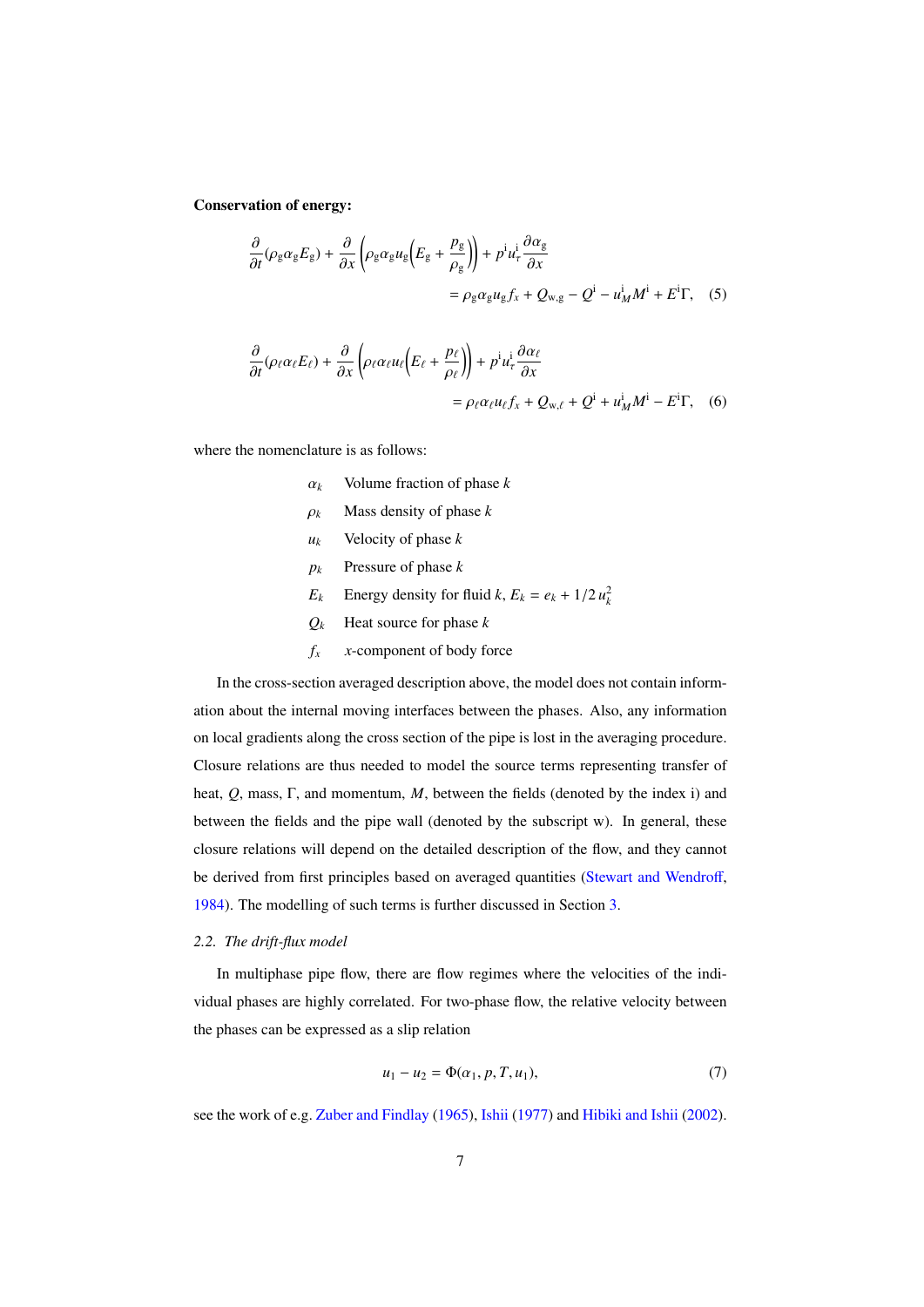**Conservation of energy:**

$$\frac{\partial}{\partial t}(\rho_{\mathrm{g}}\alpha_{\mathrm{g}}E_{\mathrm{g}}) + \frac{\partial}{\partial x}\left(\rho_{\mathrm{g}}\alpha_{\mathrm{g}}u_{\mathrm{g}}\left(E_{\mathrm{g}} + \frac{p_{\mathrm{g}}}{\rho_{\mathrm{g}}}\right)\right) + p^{\mathrm{i}}u_{\tau}^{\mathrm{i}}\frac{\partial \alpha_{\mathrm{g}}}{\partial x} = \rho_{\mathrm{g}}\alpha_{\mathrm{g}}u_{\mathrm{g}}f_x + Q_{\mathrm{w,g}} - Q^{\mathrm{i}} - u_M^{\mathrm{i}}M^{\mathrm{i}} + E^{\mathrm{i}}\Gamma, \quad (5)$$

$$\frac{\partial}{\partial t}(\rho_{\ell}\alpha_{\ell}E_{\ell}) + \frac{\partial}{\partial x}\left(\rho_{\ell}\alpha_{\ell}u_{\ell}\left(E_{\ell} + \frac{p_{\ell}}{\rho_{\ell}}\right)\right) + p^{\mathrm{i}}u_{\tau}^{\mathrm{i}}\frac{\partial \alpha_{\ell}}{\partial x} = \rho_{\ell}\alpha_{\ell}u_{\ell}f_x + Q_{\mathrm{w},\ell} + Q^{\mathrm{i}} + u_M^{\mathrm{i}}M^{\mathrm{i}} - E^{\mathrm{i}}\Gamma, \quad (6)$$

where the nomenclature is as follows:

- $\alpha_k$ Volume fraction of phase $k$
- $\rho_k$ Mass density of phase $k$
- $u_k$ Velocity of phase $k$
- $p_k$ Pressure of phase $k$
- $E_k$ Energy density for fluid $k$, $E_k = e_k + 1/2\,u_k^2$
- $Q_k$ Heat source for phase $k$
- $f_x$ $x$-component of body force

In the cross-section averaged description above, the model does not contain information about the internal moving interfaces between the phases. Also, any information on local gradients along the cross section of the pipe is lost in the averaging procedure. Closure relations are thus needed to model the source terms representing transfer of heat, $Q$, mass, $\Gamma$, and momentum, $M$, between the fields (denoted by the index i) and between the fields and the pipe wall (denoted by the subscript w). In general, these closure relations will depend on the detailed description of the flow, and they cannot be derived from first principles based on averaged quantities (Stewart and Wendroff, 1984). The modelling of such terms is further discussed in Section 3.

### 2.2. *The drift-flux model*

In multiphase pipe flow, there are flow regimes where the velocities of the individual phases are highly correlated. For two-phase flow, the relative velocity between the phases can be expressed as a slip relation

$$u_1 - u_2 = \Phi(\alpha_1, p, T, u_1), \quad (7)$$

see the work of e.g. Zuber and Findlay (1965), Ishii (1977) and Hibiki and Ishii (2002).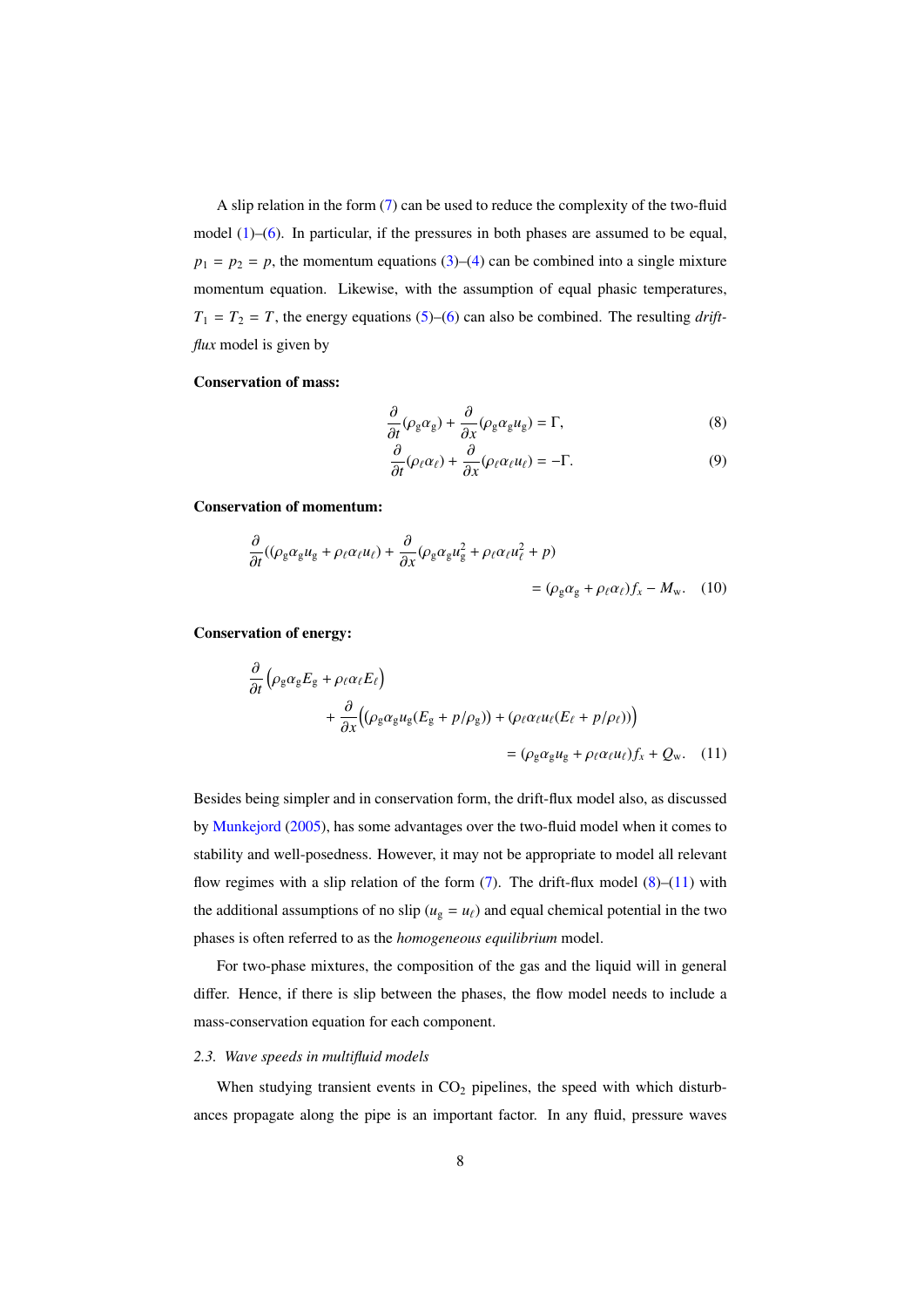A slip relation in the form (7) can be used to reduce the complexity of the two-fluid model (1)–(6). In particular, if the pressures in both phases are assumed to be equal, $p_1 = p_2 = p$, the momentum equations (3)–(4) can be combined into a single mixture momentum equation. Likewise, with the assumption of equal phasic temperatures, $T_1 = T_2 = T$, the energy equations (5)–(6) can also be combined. The resulting *drift-flux* model is given by

**Conservation of mass:**

$$\frac{\partial}{\partial t}(\rho_{\mathrm{g}}\alpha_{\mathrm{g}}) + \frac{\partial}{\partial x}(\rho_{\mathrm{g}}\alpha_{\mathrm{g}}u_{\mathrm{g}}) = \Gamma, \tag{8}$$

$$\frac{\partial}{\partial t}(\rho_\ell\alpha_\ell) + \frac{\partial}{\partial x}(\rho_\ell\alpha_\ell u_\ell) = -\Gamma. \tag{9}$$

**Conservation of momentum:**

$$\frac{\partial}{\partial t}((\rho_{\mathrm{g}}\alpha_{\mathrm{g}}u_{\mathrm{g}} + \rho_\ell\alpha_\ell u_\ell) + \frac{\partial}{\partial x}(\rho_{\mathrm{g}}\alpha_{\mathrm{g}}u_{\mathrm{g}}^2 + \rho_\ell\alpha_\ell u_\ell^2 + p) = (\rho_{\mathrm{g}}\alpha_{\mathrm{g}} + \rho_\ell\alpha_\ell)f_x - M_{\mathrm{w}}. \tag{10}$$

**Conservation of energy:**

$$\frac{\partial}{\partial t}\left(\rho_{\mathrm{g}}\alpha_{\mathrm{g}}E_{\mathrm{g}} + \rho_\ell\alpha_\ell E_\ell\right) + \frac{\partial}{\partial x}\Big((\rho_{\mathrm{g}}\alpha_{\mathrm{g}}u_{\mathrm{g}}(E_{\mathrm{g}} + p/\rho_{\mathrm{g}})) + (\rho_\ell\alpha_\ell u_\ell(E_\ell + p/\rho_\ell))\Big) = (\rho_{\mathrm{g}}\alpha_{\mathrm{g}}u_{\mathrm{g}} + \rho_\ell\alpha_\ell u_\ell)f_x + Q_{\mathrm{w}}. \tag{11}$$

Besides being simpler and in conservation form, the drift-flux model also, as discussed by Munkejord (2005), has some advantages over the two-fluid model when it comes to stability and well-posedness. However, it may not be appropriate to model all relevant flow regimes with a slip relation of the form (7). The drift-flux model (8)–(11) with the additional assumptions of no slip ($u_{\mathrm{g}} = u_\ell$) and equal chemical potential in the two phases is often referred to as the *homogeneous equilibrium* model.

For two-phase mixtures, the composition of the gas and the liquid will in general differ. Hence, if there is slip between the phases, the flow model needs to include a mass-conservation equation for each component.

### 2.3. Wave speeds in multifluid models

When studying transient events in $CO_2$ pipelines, the speed with which disturbances propagate along the pipe is an important factor. In any fluid, pressure waves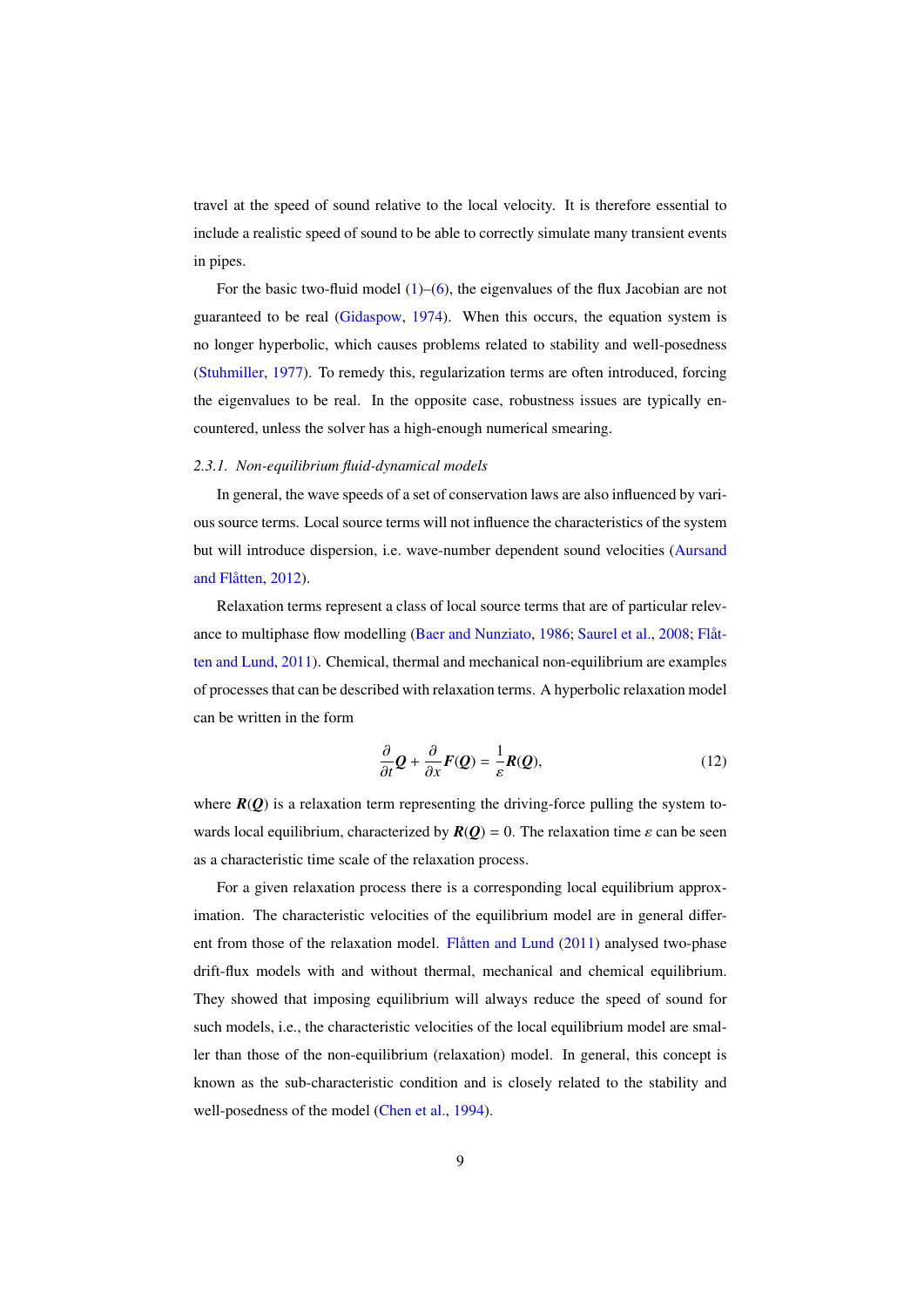travel at the speed of sound relative to the local velocity. It is therefore essential to include a realistic speed of sound to be able to correctly simulate many transient events in pipes.

For the basic two-fluid model (1)–(6), the eigenvalues of the flux Jacobian are not guaranteed to be real (Gidaspow, 1974). When this occurs, the equation system is no longer hyperbolic, which causes problems related to stability and well-posedness (Stuhmiller, 1977). To remedy this, regularization terms are often introduced, forcing the eigenvalues to be real. In the opposite case, robustness issues are typically encountered, unless the solver has a high-enough numerical smearing.

#### *2.3.1. Non-equilibrium fluid-dynamical models*

In general, the wave speeds of a set of conservation laws are also influenced by various source terms. Local source terms will not influence the characteristics of the system but will introduce dispersion, i.e. wave-number dependent sound velocities (Aursand and Flåtten, 2012).

Relaxation terms represent a class of local source terms that are of particular relevance to multiphase flow modelling (Baer and Nunziato, 1986; Saurel et al., 2008; Flåtten and Lund, 2011). Chemical, thermal and mechanical non-equilibrium are examples of processes that can be described with relaxation terms. A hyperbolic relaxation model can be written in the form

$$\frac{\partial}{\partial t}\boldsymbol{Q} + \frac{\partial}{\partial x}\boldsymbol{F}(\boldsymbol{Q}) = \frac{1}{\varepsilon}\boldsymbol{R}(\boldsymbol{Q}), \tag{12}$$

where $\boldsymbol{R}(\boldsymbol{Q})$ is a relaxation term representing the driving-force pulling the system towards local equilibrium, characterized by $\boldsymbol{R}(\boldsymbol{Q}) = 0$. The relaxation time $\varepsilon$ can be seen as a characteristic time scale of the relaxation process.

For a given relaxation process there is a corresponding local equilibrium approximation. The characteristic velocities of the equilibrium model are in general different from those of the relaxation model. Flåtten and Lund (2011) analysed two-phase drift-flux models with and without thermal, mechanical and chemical equilibrium. They showed that imposing equilibrium will always reduce the speed of sound for such models, i.e., the characteristic velocities of the local equilibrium model are smaller than those of the non-equilibrium (relaxation) model. In general, this concept is known as the sub-characteristic condition and is closely related to the stability and well-posedness of the model (Chen et al., 1994).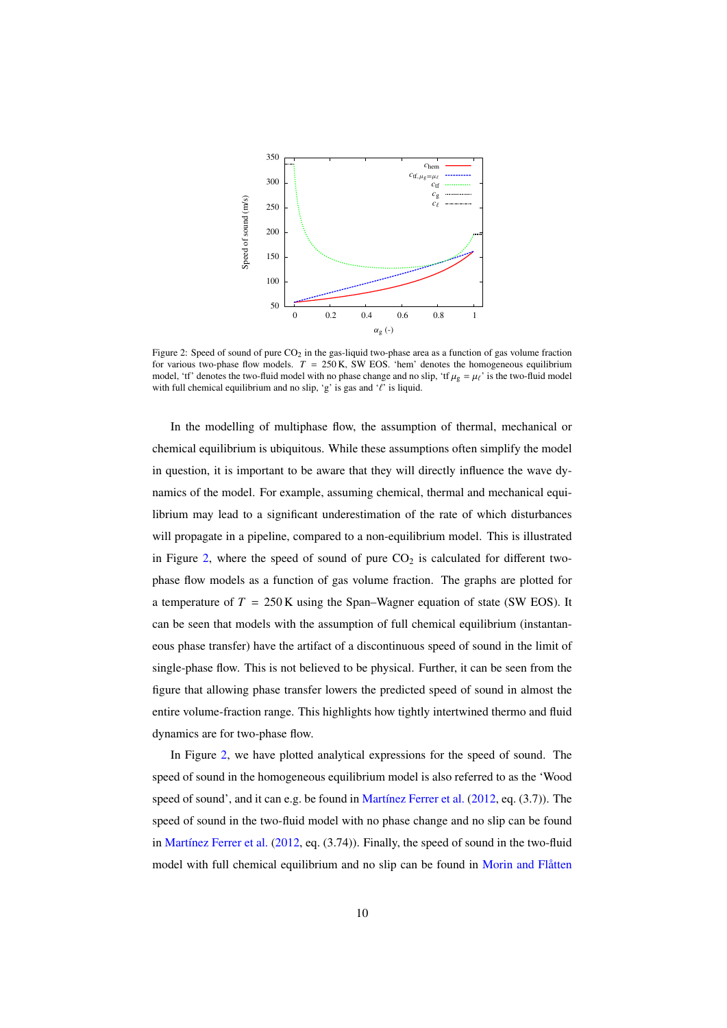Figure 2: Speed of sound of pure $CO_2$ in the gas-liquid two-phase area as a function of gas volume fraction for various two-phase flow models. $T = 250\,\mathrm{K}$, SW EOS. 'hem' denotes the homogeneous equilibrium model, 'tf' denotes the two-fluid model with no phase change and no slip, 'tf $\mu_g = \mu_\ell$' is the two-fluid model with full chemical equilibrium and no slip, 'g' is gas and '$\ell$' is liquid.

In the modelling of multiphase flow, the assumption of thermal, mechanical or chemical equilibrium is ubiquitous. While these assumptions often simplify the model in question, it is important to be aware that they will directly influence the wave dynamics of the model. For example, assuming chemical, thermal and mechanical equilibrium may lead to a significant underestimation of the rate of which disturbances will propagate in a pipeline, compared to a non-equilibrium model. This is illustrated in Figure 2, where the speed of sound of pure $CO_2$ is calculated for different two-phase flow models as a function of gas volume fraction. The graphs are plotted for a temperature of $T = 250\,\mathrm{K}$ using the Span–Wagner equation of state (SW EOS). It can be seen that models with the assumption of full chemical equilibrium (instantaneous phase transfer) have the artifact of a discontinuous speed of sound in the limit of single-phase flow. This is not believed to be physical. Further, it can be seen from the figure that allowing phase transfer lowers the predicted speed of sound in almost the entire volume-fraction range. This highlights how tightly intertwined thermo and fluid dynamics are for two-phase flow.

In Figure 2, we have plotted analytical expressions for the speed of sound. The speed of sound in the homogeneous equilibrium model is also referred to as the 'Wood speed of sound', and it can e.g. be found in Martínez Ferrer et al. (2012, eq. (3.7)). The speed of sound in the two-fluid model with no phase change and no slip can be found in Martínez Ferrer et al. (2012, eq. (3.74)). Finally, the speed of sound in the two-fluid model with full chemical equilibrium and no slip can be found in Morin and Flåtten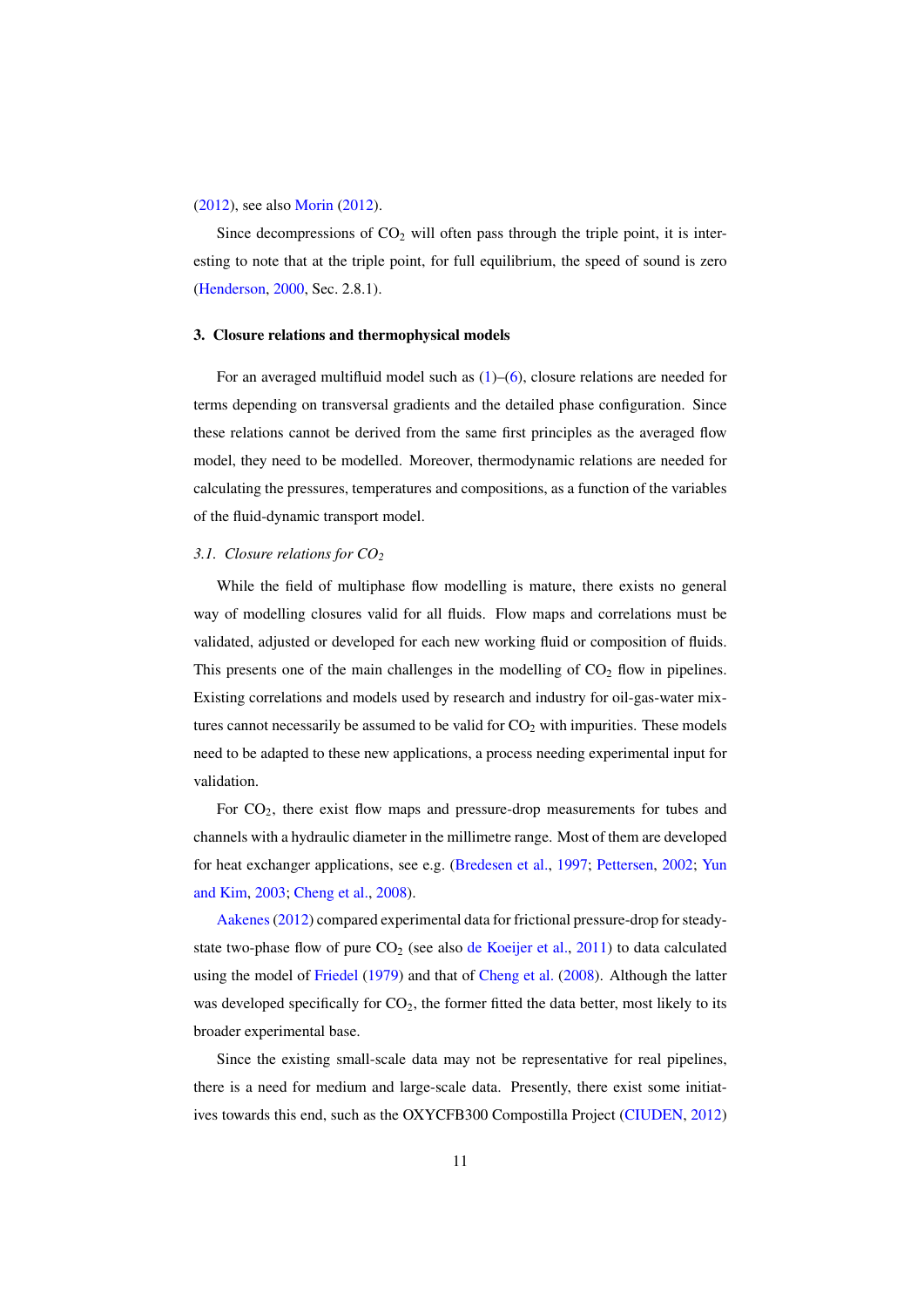(2012), see also Morin (2012).

Since decompressions of $CO_2$ will often pass through the triple point, it is interesting to note that at the triple point, for full equilibrium, the speed of sound is zero (Henderson, 2000, Sec. 2.8.1).

## 3. Closure relations and thermophysical models

For an averaged multifluid model such as (1)–(6), closure relations are needed for terms depending on transversal gradients and the detailed phase configuration. Since these relations cannot be derived from the same first principles as the averaged flow model, they need to be modelled. Moreover, thermodynamic relations are needed for calculating the pressures, temperatures and compositions, as a function of the variables of the fluid-dynamic transport model.

### *3.1. Closure relations for $CO_2$*

While the field of multiphase flow modelling is mature, there exists no general way of modelling closures valid for all fluids. Flow maps and correlations must be validated, adjusted or developed for each new working fluid or composition of fluids. This presents one of the main challenges in the modelling of $CO_2$ flow in pipelines. Existing correlations and models used by research and industry for oil-gas-water mixtures cannot necessarily be assumed to be valid for $CO_2$ with impurities. These models need to be adapted to these new applications, a process needing experimental input for validation.

For $CO_2$, there exist flow maps and pressure-drop measurements for tubes and channels with a hydraulic diameter in the millimetre range. Most of them are developed for heat exchanger applications, see e.g. (Bredesen et al., 1997; Pettersen, 2002; Yun and Kim, 2003; Cheng et al., 2008).

Aakenes (2012) compared experimental data for frictional pressure-drop for steady-state two-phase flow of pure $CO_2$ (see also de Koeijer et al., 2011) to data calculated using the model of Friedel (1979) and that of Cheng et al. (2008). Although the latter was developed specifically for $CO_2$, the former fitted the data better, most likely to its broader experimental base.

Since the existing small-scale data may not be representative for real pipelines, there is a need for medium and large-scale data. Presently, there exist some initiatives towards this end, such as the OXYCFB300 Compostilla Project (CIUDEN, 2012)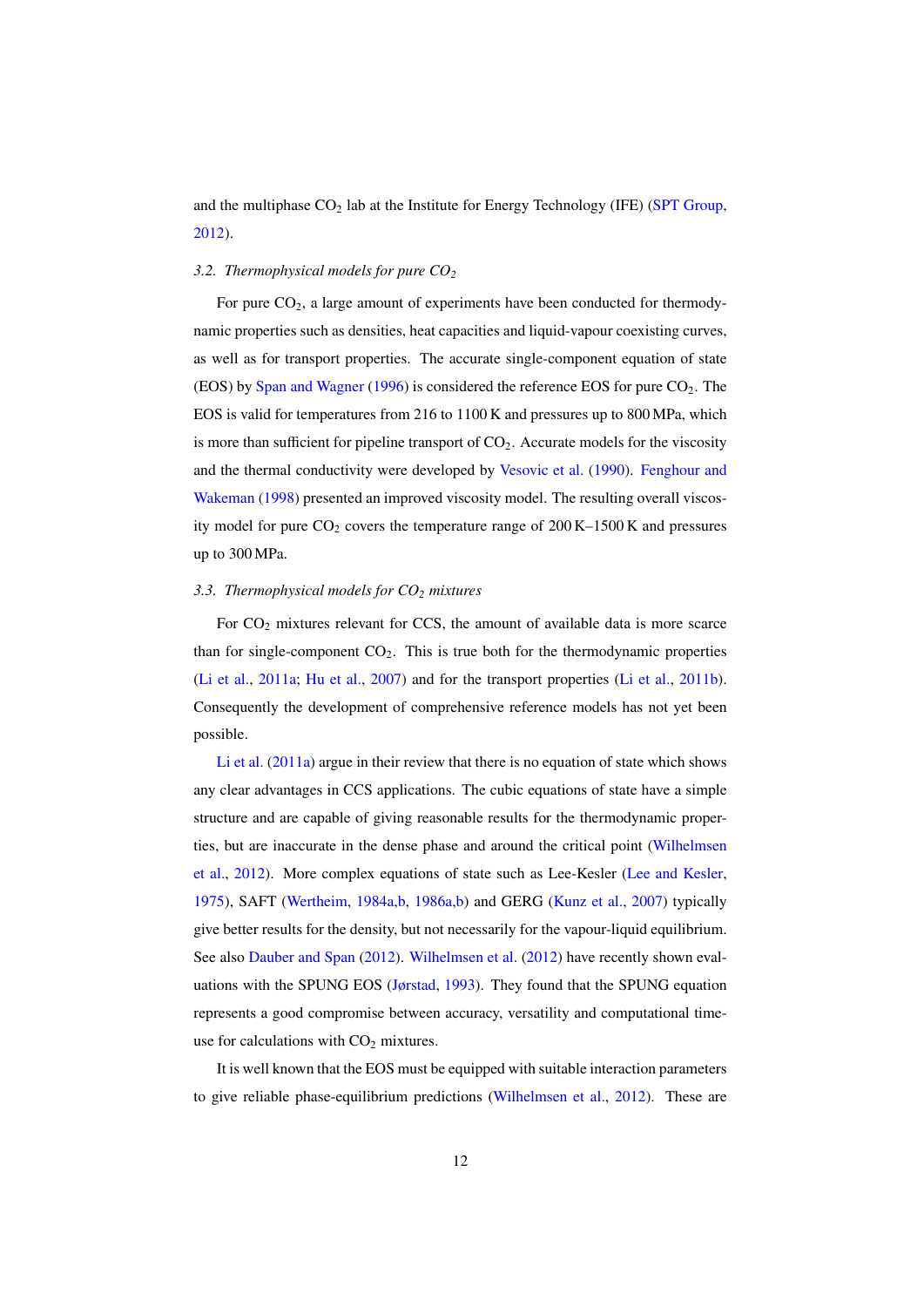and the multiphase $CO_2$ lab at the Institute for Energy Technology (IFE) (SPT Group, 2012).

### 3.2. Thermophysical models for pure $CO_2$

For pure $CO_2$, a large amount of experiments have been conducted for thermodynamic properties such as densities, heat capacities and liquid-vapour coexisting curves, as well as for transport properties. The accurate single-component equation of state (EOS) by Span and Wagner (1996) is considered the reference EOS for pure $CO_2$. The EOS is valid for temperatures from 216 to 1100 K and pressures up to 800 MPa, which is more than sufficient for pipeline transport of $CO_2$. Accurate models for the viscosity and the thermal conductivity were developed by Vesovic et al. (1990). Fenghour and Wakeman (1998) presented an improved viscosity model. The resulting overall viscosity model for pure $CO_2$ covers the temperature range of 200 K–1500 K and pressures up to 300 MPa.

### 3.3. Thermophysical models for $CO_2$ mixtures

For $CO_2$ mixtures relevant for CCS, the amount of available data is more scarce than for single-component $CO_2$. This is true both for the thermodynamic properties (Li et al., 2011a; Hu et al., 2007) and for the transport properties (Li et al., 2011b). Consequently the development of comprehensive reference models has not yet been possible.

Li et al. (2011a) argue in their review that there is no equation of state which shows any clear advantages in CCS applications. The cubic equations of state have a simple structure and are capable of giving reasonable results for the thermodynamic properties, but are inaccurate in the dense phase and around the critical point (Wilhelmsen et al., 2012). More complex equations of state such as Lee-Kesler (Lee and Kesler, 1975), SAFT (Wertheim, 1984a,b, 1986a,b) and GERG (Kunz et al., 2007) typically give better results for the density, but not necessarily for the vapour-liquid equilibrium. See also Dauber and Span (2012). Wilhelmsen et al. (2012) have recently shown evaluations with the SPUNG EOS (Jørstad, 1993). They found that the SPUNG equation represents a good compromise between accuracy, versatility and computational time-use for calculations with $CO_2$ mixtures.

It is well known that the EOS must be equipped with suitable interaction parameters to give reliable phase-equilibrium predictions (Wilhelmsen et al., 2012). These are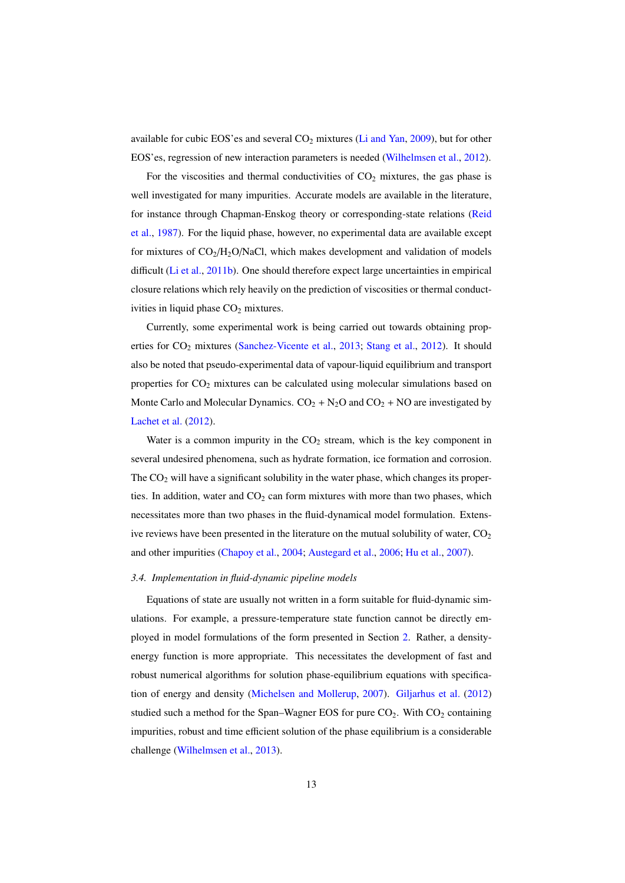available for cubic EOS'es and several $CO_2$ mixtures (Li and Yan, 2009), but for other EOS'es, regression of new interaction parameters is needed (Wilhelmsen et al., 2012).

For the viscosities and thermal conductivities of $CO_2$ mixtures, the gas phase is well investigated for many impurities. Accurate models are available in the literature, for instance through Chapman-Enskog theory or corresponding-state relations (Reid et al., 1987). For the liquid phase, however, no experimental data are available except for mixtures of $CO_2$/$H_2O$/NaCl, which makes development and validation of models difficult (Li et al., 2011b). One should therefore expect large uncertainties in empirical closure relations which rely heavily on the prediction of viscosities or thermal conductivities in liquid phase $CO_2$ mixtures.

Currently, some experimental work is being carried out towards obtaining properties for $CO_2$ mixtures (Sanchez-Vicente et al., 2013; Stang et al., 2012). It should also be noted that pseudo-experimental data of vapour-liquid equilibrium and transport properties for $CO_2$ mixtures can be calculated using molecular simulations based on Monte Carlo and Molecular Dynamics. $CO_2$ + $N_2O$ and $CO_2$ + NO are investigated by Lachet et al. (2012).

Water is a common impurity in the $CO_2$ stream, which is the key component in several undesired phenomena, such as hydrate formation, ice formation and corrosion. The $CO_2$ will have a significant solubility in the water phase, which changes its properties. In addition, water and $CO_2$ can form mixtures with more than two phases, which necessitates more than two phases in the fluid-dynamical model formulation. Extensive reviews have been presented in the literature on the mutual solubility of water, $CO_2$ and other impurities (Chapoy et al., 2004; Austegard et al., 2006; Hu et al., 2007).

### *3.4. Implementation in fluid-dynamic pipeline models*

Equations of state are usually not written in a form suitable for fluid-dynamic simulations. For example, a pressure-temperature state function cannot be directly employed in model formulations of the form presented in Section 2. Rather, a density-energy function is more appropriate. This necessitates the development of fast and robust numerical algorithms for solution phase-equilibrium equations with specification of energy and density (Michelsen and Mollerup, 2007). Giljarhus et al. (2012) studied such a method for the Span–Wagner EOS for pure $CO_2$. With $CO_2$ containing impurities, robust and time efficient solution of the phase equilibrium is a considerable challenge (Wilhelmsen et al., 2013).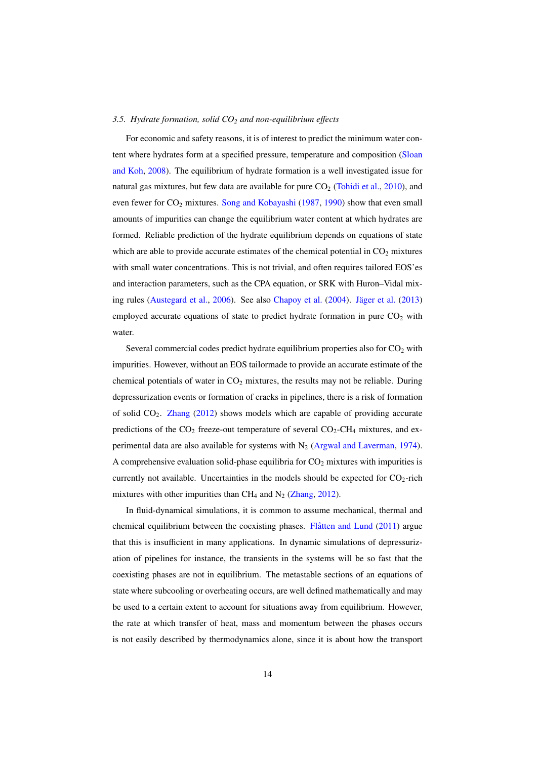### 3.5. Hydrate formation, solid $CO_2$ and non-equilibrium effects

For economic and safety reasons, it is of interest to predict the minimum water content where hydrates form at a specified pressure, temperature and composition (Sloan and Koh, 2008). The equilibrium of hydrate formation is a well investigated issue for natural gas mixtures, but few data are available for pure $CO_2$ (Tohidi et al., 2010), and even fewer for $CO_2$ mixtures. Song and Kobayashi (1987, 1990) show that even small amounts of impurities can change the equilibrium water content at which hydrates are formed. Reliable prediction of the hydrate equilibrium depends on equations of state which are able to provide accurate estimates of the chemical potential in $CO_2$ mixtures with small water concentrations. This is not trivial, and often requires tailored EOS'es and interaction parameters, such as the CPA equation, or SRK with Huron–Vidal mixing rules (Austegard et al., 2006). See also Chapoy et al. (2004). Jäger et al. (2013) employed accurate equations of state to predict hydrate formation in pure $CO_2$ with water.

Several commercial codes predict hydrate equilibrium properties also for $CO_2$ with impurities. However, without an EOS tailormade to provide an accurate estimate of the chemical potentials of water in $CO_2$ mixtures, the results may not be reliable. During depressurization events or formation of cracks in pipelines, there is a risk of formation of solid $CO_2$. Zhang (2012) shows models which are capable of providing accurate predictions of the $CO_2$ freeze-out temperature of several $CO_2$-$CH_4$ mixtures, and experimental data are also available for systems with $N_2$ (Argwal and Laverman, 1974). A comprehensive evaluation solid-phase equilibria for $CO_2$ mixtures with impurities is currently not available. Uncertainties in the models should be expected for $CO_2$-rich mixtures with other impurities than $CH_4$ and $N_2$ (Zhang, 2012).

In fluid-dynamical simulations, it is common to assume mechanical, thermal and chemical equilibrium between the coexisting phases. Flåtten and Lund (2011) argue that this is insufficient in many applications. In dynamic simulations of depressurization of pipelines for instance, the transients in the systems will be so fast that the coexisting phases are not in equilibrium. The metastable sections of an equations of state where subcooling or overheating occurs, are well defined mathematically and may be used to a certain extent to account for situations away from equilibrium. However, the rate at which transfer of heat, mass and momentum between the phases occurs is not easily described by thermodynamics alone, since it is about how the transport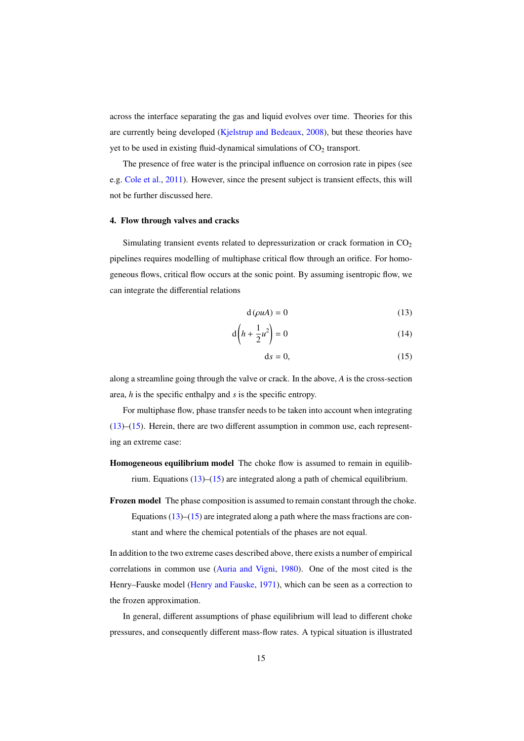across the interface separating the gas and liquid evolves over time. Theories for this are currently being developed (Kjelstrup and Bedeaux, 2008), but these theories have yet to be used in existing fluid-dynamical simulations of $CO_2$ transport.

The presence of free water is the principal influence on corrosion rate in pipes (see e.g. Cole et al., 2011). However, since the present subject is transient effects, this will not be further discussed here.

## 4. Flow through valves and cracks

Simulating transient events related to depressurization or crack formation in $CO_2$ pipelines requires modelling of multiphase critical flow through an orifice. For homogeneous flows, critical flow occurs at the sonic point. By assuming isentropic flow, we can integrate the differential relations

$$\mathrm{d}\,(\rho u A) = 0 \tag{13}$$

$$\mathrm{d}\left(h + \frac{1}{2}u^2\right) = 0 \tag{14}$$

$$\mathrm{d}s = 0, \tag{15}$$

along a streamline going through the valve or crack. In the above, $A$ is the cross-section area, $h$ is the specific enthalpy and $s$ is the specific entropy.

For multiphase flow, phase transfer needs to be taken into account when integrating (13)–(15). Herein, there are two different assumption in common use, each representing an extreme case:

**Homogeneous equilibrium model** The choke flow is assumed to remain in equilibrium. Equations (13)–(15) are integrated along a path of chemical equilibrium.

**Frozen model** The phase composition is assumed to remain constant through the choke. Equations (13)–(15) are integrated along a path where the mass fractions are constant and where the chemical potentials of the phases are not equal.

In addition to the two extreme cases described above, there exists a number of empirical correlations in common use (Auria and Vigni, 1980). One of the most cited is the Henry–Fauske model (Henry and Fauske, 1971), which can be seen as a correction to the frozen approximation.

In general, different assumptions of phase equilibrium will lead to different choke pressures, and consequently different mass-flow rates. A typical situation is illustrated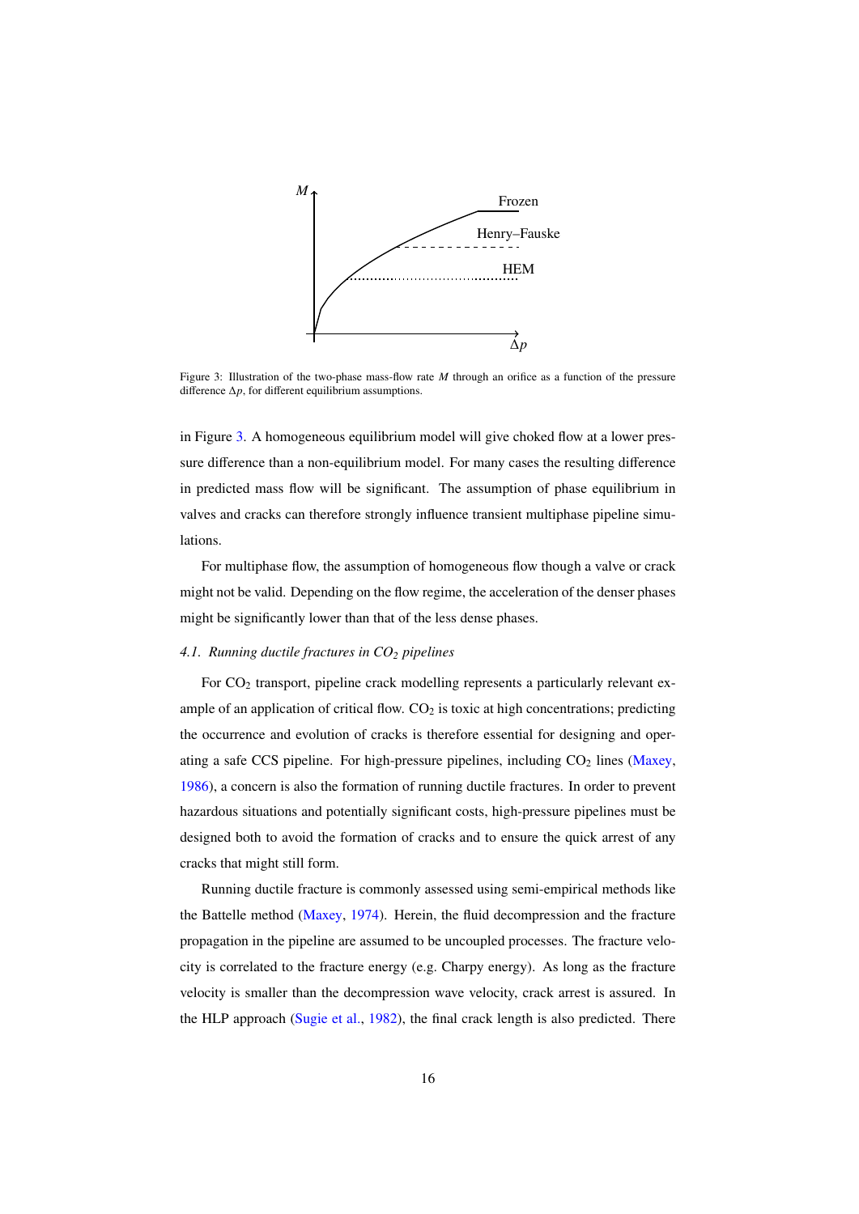Figure 3: Illustration of the two-phase mass-flow rate $M$ through an orifice as a function of the pressure difference $\Delta p$, for different equilibrium assumptions.

in Figure 3. A homogeneous equilibrium model will give choked flow at a lower pressure difference than a non-equilibrium model. For many cases the resulting difference in predicted mass flow will be significant. The assumption of phase equilibrium in valves and cracks can therefore strongly influence transient multiphase pipeline simulations.

For multiphase flow, the assumption of homogeneous flow though a valve or crack might not be valid. Depending on the flow regime, the acceleration of the denser phases might be significantly lower than that of the less dense phases.

### 4.1. Running ductile fractures in $CO_2$ pipelines

For $CO_2$ transport, pipeline crack modelling represents a particularly relevant example of an application of critical flow. $CO_2$ is toxic at high concentrations; predicting the occurrence and evolution of cracks is therefore essential for designing and operating a safe CCS pipeline. For high-pressure pipelines, including $CO_2$ lines (Maxey, 1986), a concern is also the formation of running ductile fractures. In order to prevent hazardous situations and potentially significant costs, high-pressure pipelines must be designed both to avoid the formation of cracks and to ensure the quick arrest of any cracks that might still form.

Running ductile fracture is commonly assessed using semi-empirical methods like the Battelle method (Maxey, 1974). Herein, the fluid decompression and the fracture propagation in the pipeline are assumed to be uncoupled processes. The fracture velocity is correlated to the fracture energy (e.g. Charpy energy). As long as the fracture velocity is smaller than the decompression wave velocity, crack arrest is assured. In the HLP approach (Sugie et al., 1982), the final crack length is also predicted. There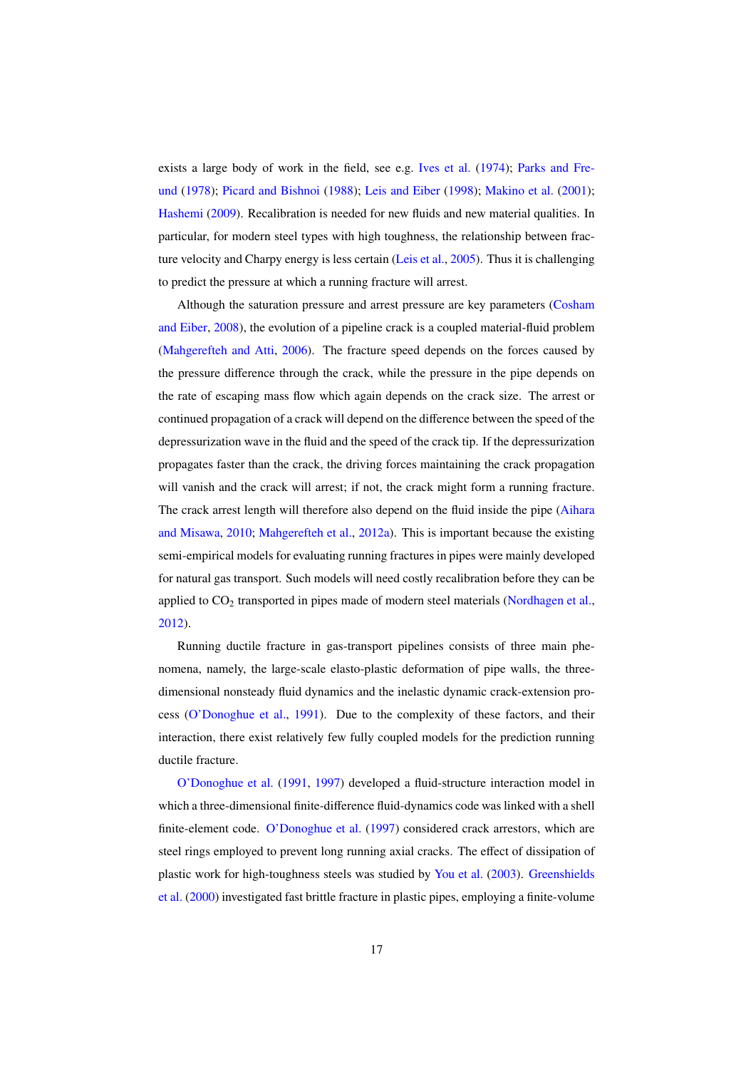exists a large body of work in the field, see e.g. Ives et al. (1974); Parks and Freund (1978); Picard and Bishnoi (1988); Leis and Eiber (1998); Makino et al. (2001); Hashemi (2009). Recalibration is needed for new fluids and new material qualities. In particular, for modern steel types with high toughness, the relationship between fracture velocity and Charpy energy is less certain (Leis et al., 2005). Thus it is challenging to predict the pressure at which a running fracture will arrest.

Although the saturation pressure and arrest pressure are key parameters (Cosham and Eiber, 2008), the evolution of a pipeline crack is a coupled material-fluid problem (Mahgerefteh and Atti, 2006). The fracture speed depends on the forces caused by the pressure difference through the crack, while the pressure in the pipe depends on the rate of escaping mass flow which again depends on the crack size. The arrest or continued propagation of a crack will depend on the difference between the speed of the depressurization wave in the fluid and the speed of the crack tip. If the depressurization propagates faster than the crack, the driving forces maintaining the crack propagation will vanish and the crack will arrest; if not, the crack might form a running fracture. The crack arrest length will therefore also depend on the fluid inside the pipe (Aihara and Misawa, 2010; Mahgerefteh et al., 2012a). This is important because the existing semi-empirical models for evaluating running fractures in pipes were mainly developed for natural gas transport. Such models will need costly recalibration before they can be applied to $CO_2$ transported in pipes made of modern steel materials (Nordhagen et al., 2012).

Running ductile fracture in gas-transport pipelines consists of three main phenomena, namely, the large-scale elasto-plastic deformation of pipe walls, the three-dimensional nonsteady fluid dynamics and the inelastic dynamic crack-extension process (O'Donoghue et al., 1991). Due to the complexity of these factors, and their interaction, there exist relatively few fully coupled models for the prediction running ductile fracture.

O'Donoghue et al. (1991, 1997) developed a fluid-structure interaction model in which a three-dimensional finite-difference fluid-dynamics code was linked with a shell finite-element code. O'Donoghue et al. (1997) considered crack arrestors, which are steel rings employed to prevent long running axial cracks. The effect of dissipation of plastic work for high-toughness steels was studied by You et al. (2003). Greenshields et al. (2000) investigated fast brittle fracture in plastic pipes, employing a finite-volume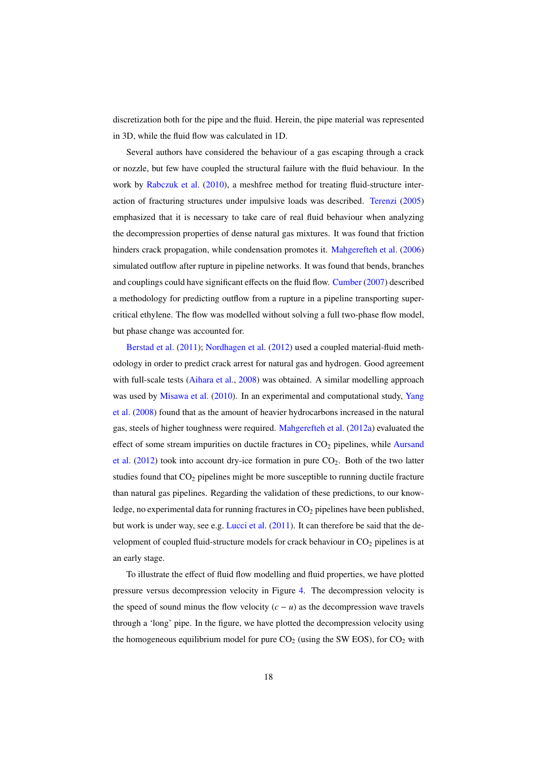discretization both for the pipe and the fluid. Herein, the pipe material was represented in 3D, while the fluid flow was calculated in 1D.

Several authors have considered the behaviour of a gas escaping through a crack or nozzle, but few have coupled the structural failure with the fluid behaviour. In the work by Rabczuk et al. (2010), a meshfree method for treating fluid-structure interaction of fracturing structures under impulsive loads was described. Terenzi (2005) emphasized that it is necessary to take care of real fluid behaviour when analyzing the decompression properties of dense natural gas mixtures. It was found that friction hinders crack propagation, while condensation promotes it. Mahgerefteh et al. (2006) simulated outflow after rupture in pipeline networks. It was found that bends, branches and couplings could have significant effects on the fluid flow. Cumber (2007) described a methodology for predicting outflow from a rupture in a pipeline transporting supercritical ethylene. The flow was modelled without solving a full two-phase flow model, but phase change was accounted for.

Berstad et al. (2011); Nordhagen et al. (2012) used a coupled material-fluid methodology in order to predict crack arrest for natural gas and hydrogen. Good agreement with full-scale tests (Aihara et al., 2008) was obtained. A similar modelling approach was used by Misawa et al. (2010). In an experimental and computational study, Yang et al. (2008) found that as the amount of heavier hydrocarbons increased in the natural gas, steels of higher toughness were required. Mahgerefteh et al. (2012a) evaluated the effect of some stream impurities on ductile fractures in $CO_2$ pipelines, while Aursand et al. (2012) took into account dry-ice formation in pure $CO_2$. Both of the two latter studies found that $CO_2$ pipelines might be more susceptible to running ductile fracture than natural gas pipelines. Regarding the validation of these predictions, to our knowledge, no experimental data for running fractures in $CO_2$ pipelines have been published, but work is under way, see e.g. Lucci et al. (2011). It can therefore be said that the development of coupled fluid-structure models for crack behaviour in $CO_2$ pipelines is at an early stage.

To illustrate the effect of fluid flow modelling and fluid properties, we have plotted pressure versus decompression velocity in Figure 4. The decompression velocity is the speed of sound minus the flow velocity ($c - u$) as the decompression wave travels through a 'long' pipe. In the figure, we have plotted the decompression velocity using the homogeneous equilibrium model for pure $CO_2$ (using the SW EOS), for $CO_2$ with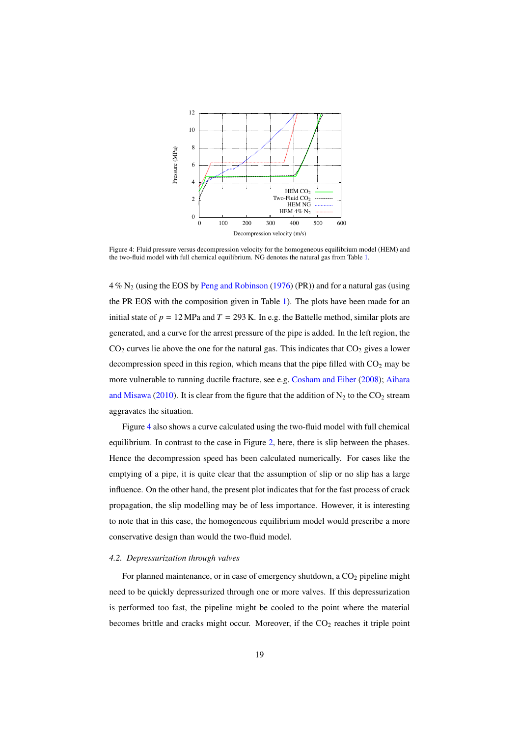Figure 4: Fluid pressure versus decompression velocity for the homogeneous equilibrium model (HEM) and the two-fluid model with full chemical equilibrium. NG denotes the natural gas from Table 1.

4 % $N_2$ (using the EOS by Peng and Robinson (1976) (PR)) and for a natural gas (using the PR EOS with the composition given in Table 1). The plots have been made for an initial state of $p = 12\,\text{MPa}$ and $T = 293\,\text{K}$. In e.g. the Battelle method, similar plots are generated, and a curve for the arrest pressure of the pipe is added. In the left region, the $CO_2$ curves lie above the one for the natural gas. This indicates that $CO_2$ gives a lower decompression speed in this region, which means that the pipe filled with $CO_2$ may be more vulnerable to running ductile fracture, see e.g. Cosham and Eiber (2008); Aihara and Misawa (2010). It is clear from the figure that the addition of $N_2$ to the $CO_2$ stream aggravates the situation.

Figure 4 also shows a curve calculated using the two-fluid model with full chemical equilibrium. In contrast to the case in Figure 2, here, there is slip between the phases. Hence the decompression speed has been calculated numerically. For cases like the emptying of a pipe, it is quite clear that the assumption of slip or no slip has a large influence. On the other hand, the present plot indicates that for the fast process of crack propagation, the slip modelling may be of less importance. However, it is interesting to note that in this case, the homogeneous equilibrium model would prescribe a more conservative design than would the two-fluid model.

### 4.2. *Depressurization through valves*

For planned maintenance, or in case of emergency shutdown, a $CO_2$ pipeline might need to be quickly depressurized through one or more valves. If this depressurization is performed too fast, the pipeline might be cooled to the point where the material becomes brittle and cracks might occur. Moreover, if the $CO_2$ reaches it triple point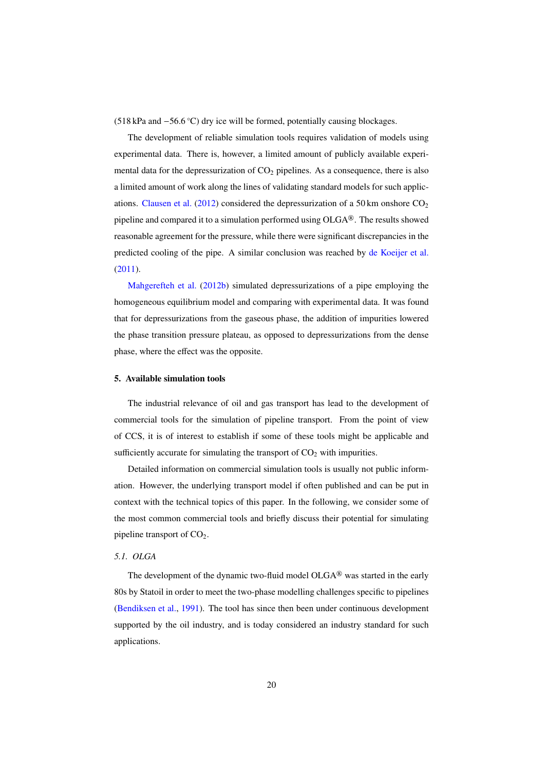(518 kPa and −56.6 °C) dry ice will be formed, potentially causing blockages.

The development of reliable simulation tools requires validation of models using experimental data. There is, however, a limited amount of publicly available experimental data for the depressurization of $CO_2$ pipelines. As a consequence, there is also a limited amount of work along the lines of validating standard models for such applications. Clausen et al. (2012) considered the depressurization of a 50 km onshore $CO_2$ pipeline and compared it to a simulation performed using OLGA®. The results showed reasonable agreement for the pressure, while there were significant discrepancies in the predicted cooling of the pipe. A similar conclusion was reached by de Koeijer et al. (2011).

Mahgerefteh et al. (2012b) simulated depressurizations of a pipe employing the homogeneous equilibrium model and comparing with experimental data. It was found that for depressurizations from the gaseous phase, the addition of impurities lowered the phase transition pressure plateau, as opposed to depressurizations from the dense phase, where the effect was the opposite.

## 5. Available simulation tools

The industrial relevance of oil and gas transport has lead to the development of commercial tools for the simulation of pipeline transport. From the point of view of CCS, it is of interest to establish if some of these tools might be applicable and sufficiently accurate for simulating the transport of $CO_2$ with impurities.

Detailed information on commercial simulation tools is usually not public information. However, the underlying transport model if often published and can be put in context with the technical topics of this paper. In the following, we consider some of the most common commercial tools and briefly discuss their potential for simulating pipeline transport of $CO_2$.

### *5.1. OLGA*

The development of the dynamic two-fluid model OLGA® was started in the early 80s by Statoil in order to meet the two-phase modelling challenges specific to pipelines (Bendiksen et al., 1991). The tool has since then been under continuous development supported by the oil industry, and is today considered an industry standard for such applications.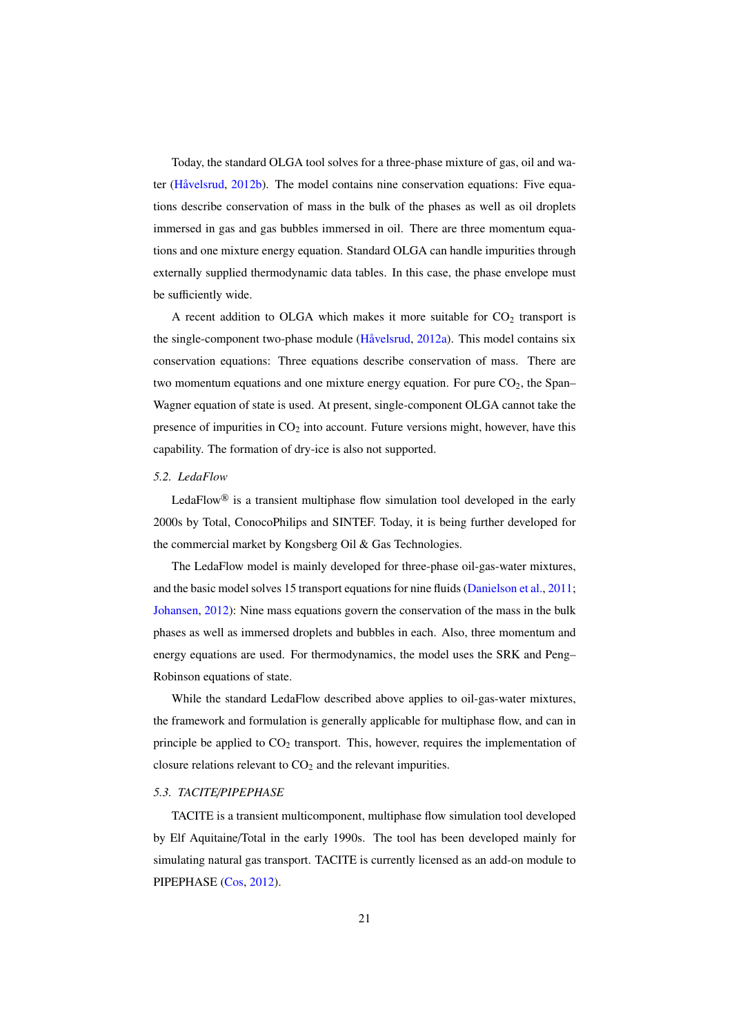Today, the standard OLGA tool solves for a three-phase mixture of gas, oil and water (Håvelsrud, 2012b). The model contains nine conservation equations: Five equations describe conservation of mass in the bulk of the phases as well as oil droplets immersed in gas and gas bubbles immersed in oil. There are three momentum equations and one mixture energy equation. Standard OLGA can handle impurities through externally supplied thermodynamic data tables. In this case, the phase envelope must be sufficiently wide.

A recent addition to OLGA which makes it more suitable for $CO_2$ transport is the single-component two-phase module (Håvelsrud, 2012a). This model contains six conservation equations: Three equations describe conservation of mass. There are two momentum equations and one mixture energy equation. For pure $CO_2$, the Span–Wagner equation of state is used. At present, single-component OLGA cannot take the presence of impurities in $CO_2$ into account. Future versions might, however, have this capability. The formation of dry-ice is also not supported.

### *5.2. LedaFlow*

LedaFlow® is a transient multiphase flow simulation tool developed in the early 2000s by Total, ConocoPhilips and SINTEF. Today, it is being further developed for the commercial market by Kongsberg Oil & Gas Technologies.

The LedaFlow model is mainly developed for three-phase oil-gas-water mixtures, and the basic model solves 15 transport equations for nine fluids (Danielson et al., 2011; Johansen, 2012): Nine mass equations govern the conservation of the mass in the bulk phases as well as immersed droplets and bubbles in each. Also, three momentum and energy equations are used. For thermodynamics, the model uses the SRK and Peng–Robinson equations of state.

While the standard LedaFlow described above applies to oil-gas-water mixtures, the framework and formulation is generally applicable for multiphase flow, and can in principle be applied to $CO_2$ transport. This, however, requires the implementation of closure relations relevant to $CO_2$ and the relevant impurities.

### *5.3. TACITE/PIPEPHASE*

TACITE is a transient multicomponent, multiphase flow simulation tool developed by Elf Aquitaine/Total in the early 1990s. The tool has been developed mainly for simulating natural gas transport. TACITE is currently licensed as an add-on module to PIPEPHASE (Cos, 2012).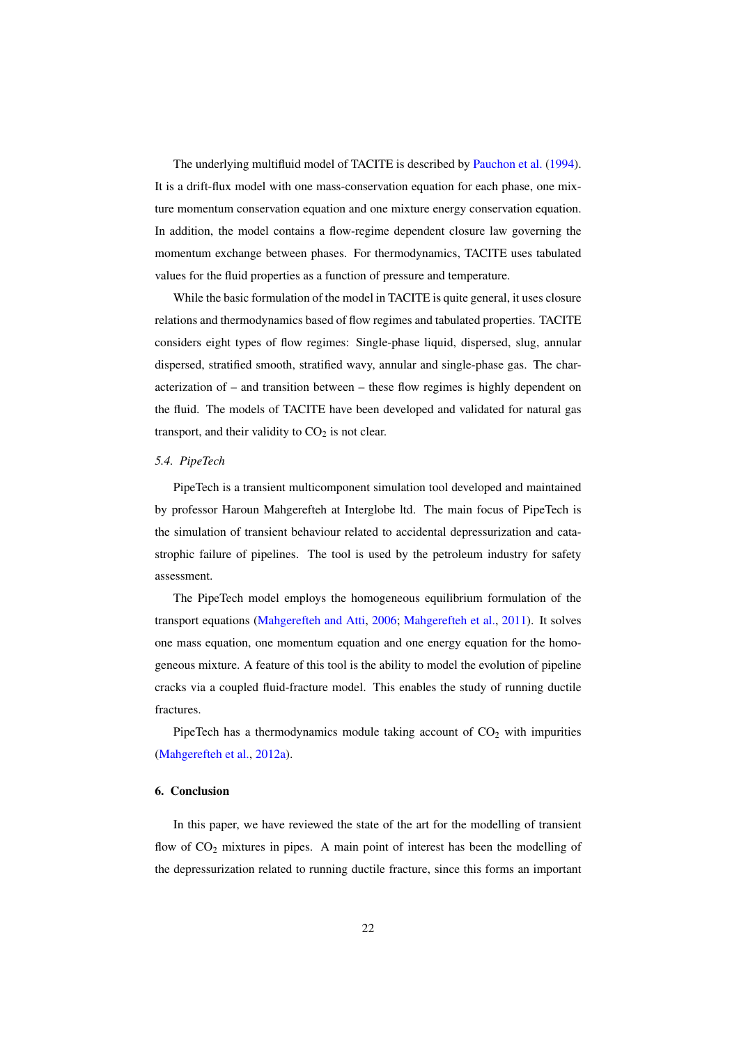The underlying multifluid model of TACITE is described by Pauchon et al. (1994). It is a drift-flux model with one mass-conservation equation for each phase, one mixture momentum conservation equation and one mixture energy conservation equation. In addition, the model contains a flow-regime dependent closure law governing the momentum exchange between phases. For thermodynamics, TACITE uses tabulated values for the fluid properties as a function of pressure and temperature.

While the basic formulation of the model in TACITE is quite general, it uses closure relations and thermodynamics based of flow regimes and tabulated properties. TACITE considers eight types of flow regimes: Single-phase liquid, dispersed, slug, annular dispersed, stratified smooth, stratified wavy, annular and single-phase gas. The characterization of – and transition between – these flow regimes is highly dependent on the fluid. The models of TACITE have been developed and validated for natural gas transport, and their validity to $CO_2$ is not clear.

### *5.4. PipeTech*

PipeTech is a transient multicomponent simulation tool developed and maintained by professor Haroun Mahgerefteh at Interglobe ltd. The main focus of PipeTech is the simulation of transient behaviour related to accidental depressurization and catastrophic failure of pipelines. The tool is used by the petroleum industry for safety assessment.

The PipeTech model employs the homogeneous equilibrium formulation of the transport equations (Mahgerefteh and Atti, 2006; Mahgerefteh et al., 2011). It solves one mass equation, one momentum equation and one energy equation for the homogeneous mixture. A feature of this tool is the ability to model the evolution of pipeline cracks via a coupled fluid-fracture model. This enables the study of running ductile fractures.

PipeTech has a thermodynamics module taking account of $CO_2$ with impurities (Mahgerefteh et al., 2012a).

## 6. Conclusion

In this paper, we have reviewed the state of the art for the modelling of transient flow of $CO_2$ mixtures in pipes. A main point of interest has been the modelling of the depressurization related to running ductile fracture, since this forms an important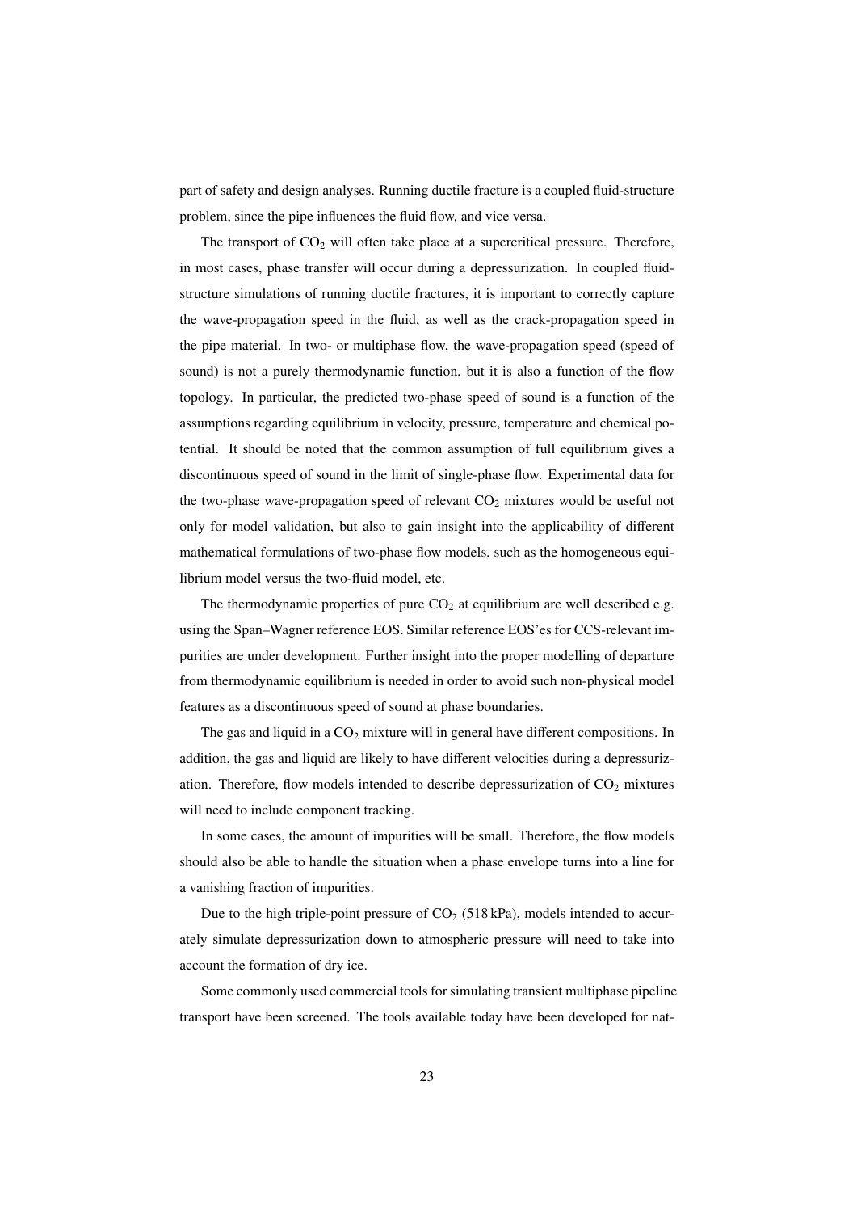part of safety and design analyses. Running ductile fracture is a coupled fluid-structure problem, since the pipe influences the fluid flow, and vice versa.

The transport of $CO_2$ will often take place at a supercritical pressure. Therefore, in most cases, phase transfer will occur during a depressurization. In coupled fluid-structure simulations of running ductile fractures, it is important to correctly capture the wave-propagation speed in the fluid, as well as the crack-propagation speed in the pipe material. In two- or multiphase flow, the wave-propagation speed (speed of sound) is not a purely thermodynamic function, but it is also a function of the flow topology. In particular, the predicted two-phase speed of sound is a function of the assumptions regarding equilibrium in velocity, pressure, temperature and chemical potential. It should be noted that the common assumption of full equilibrium gives a discontinuous speed of sound in the limit of single-phase flow. Experimental data for the two-phase wave-propagation speed of relevant $CO_2$ mixtures would be useful not only for model validation, but also to gain insight into the applicability of different mathematical formulations of two-phase flow models, such as the homogeneous equilibrium model versus the two-fluid model, etc.

The thermodynamic properties of pure $CO_2$ at equilibrium are well described e.g. using the Span–Wagner reference EOS. Similar reference EOS'es for CCS-relevant impurities are under development. Further insight into the proper modelling of departure from thermodynamic equilibrium is needed in order to avoid such non-physical model features as a discontinuous speed of sound at phase boundaries.

The gas and liquid in a $CO_2$ mixture will in general have different compositions. In addition, the gas and liquid are likely to have different velocities during a depressurization. Therefore, flow models intended to describe depressurization of $CO_2$ mixtures will need to include component tracking.

In some cases, the amount of impurities will be small. Therefore, the flow models should also be able to handle the situation when a phase envelope turns into a line for a vanishing fraction of impurities.

Due to the high triple-point pressure of $CO_2$ (518 kPa), models intended to accurately simulate depressurization down to atmospheric pressure will need to take into account the formation of dry ice.

Some commonly used commercial tools for simulating transient multiphase pipeline transport have been screened. The tools available today have been developed for nat-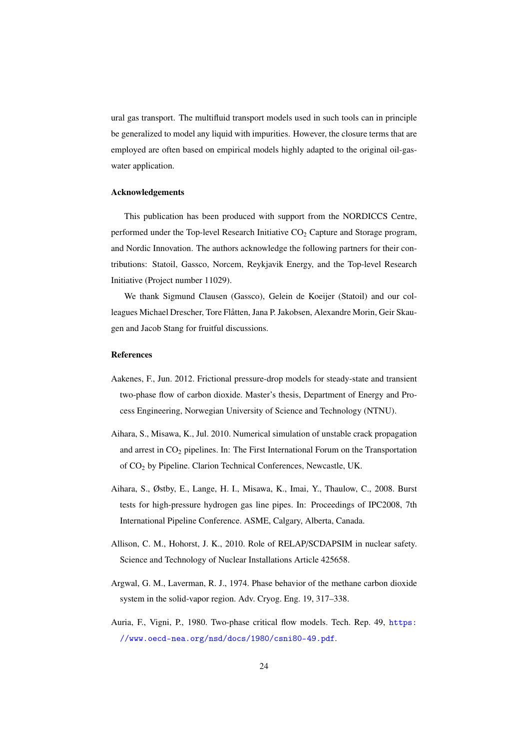ural gas transport. The multifluid transport models used in such tools can in principle be generalized to model any liquid with impurities. However, the closure terms that are employed are often based on empirical models highly adapted to the original oil-gas-water application.

### Acknowledgements

This publication has been produced with support from the NORDICCS Centre, performed under the Top-level Research Initiative $CO_2$ Capture and Storage program, and Nordic Innovation. The authors acknowledge the following partners for their contributions: Statoil, Gassco, Norcem, Reykjavik Energy, and the Top-level Research Initiative (Project number 11029).

We thank Sigmund Clausen (Gassco), Gelein de Koeijer (Statoil) and our colleagues Michael Drescher, Tore Flåtten, Jana P. Jakobsen, Alexandre Morin, Geir Skaugen and Jacob Stang for fruitful discussions.

### References

Aakenes, F., Jun. 2012. Frictional pressure-drop models for steady-state and transient two-phase flow of carbon dioxide. Master's thesis, Department of Energy and Process Engineering, Norwegian University of Science and Technology (NTNU).

Aihara, S., Misawa, K., Jul. 2010. Numerical simulation of unstable crack propagation and arrest in $CO_2$ pipelines. In: The First International Forum on the Transportation of $CO_2$ by Pipeline. Clarion Technical Conferences, Newcastle, UK.

Aihara, S., Østby, E., Lange, H. I., Misawa, K., Imai, Y., Thaulow, C., 2008. Burst tests for high-pressure hydrogen gas line pipes. In: Proceedings of IPC2008, 7th International Pipeline Conference. ASME, Calgary, Alberta, Canada.

Allison, C. M., Hohorst, J. K., 2010. Role of RELAP/SCDAPSIM in nuclear safety. Science and Technology of Nuclear Installations Article 425658.

Argwal, G. M., Laverman, R. J., 1974. Phase behavior of the methane carbon dioxide system in the solid-vapor region. Adv. Cryog. Eng. 19, 317–338.

Auria, F., Vigni, P., 1980. Two-phase critical flow models. Tech. Rep. 49, https://www.oecd-nea.org/nsd/docs/1980/csni80-49.pdf.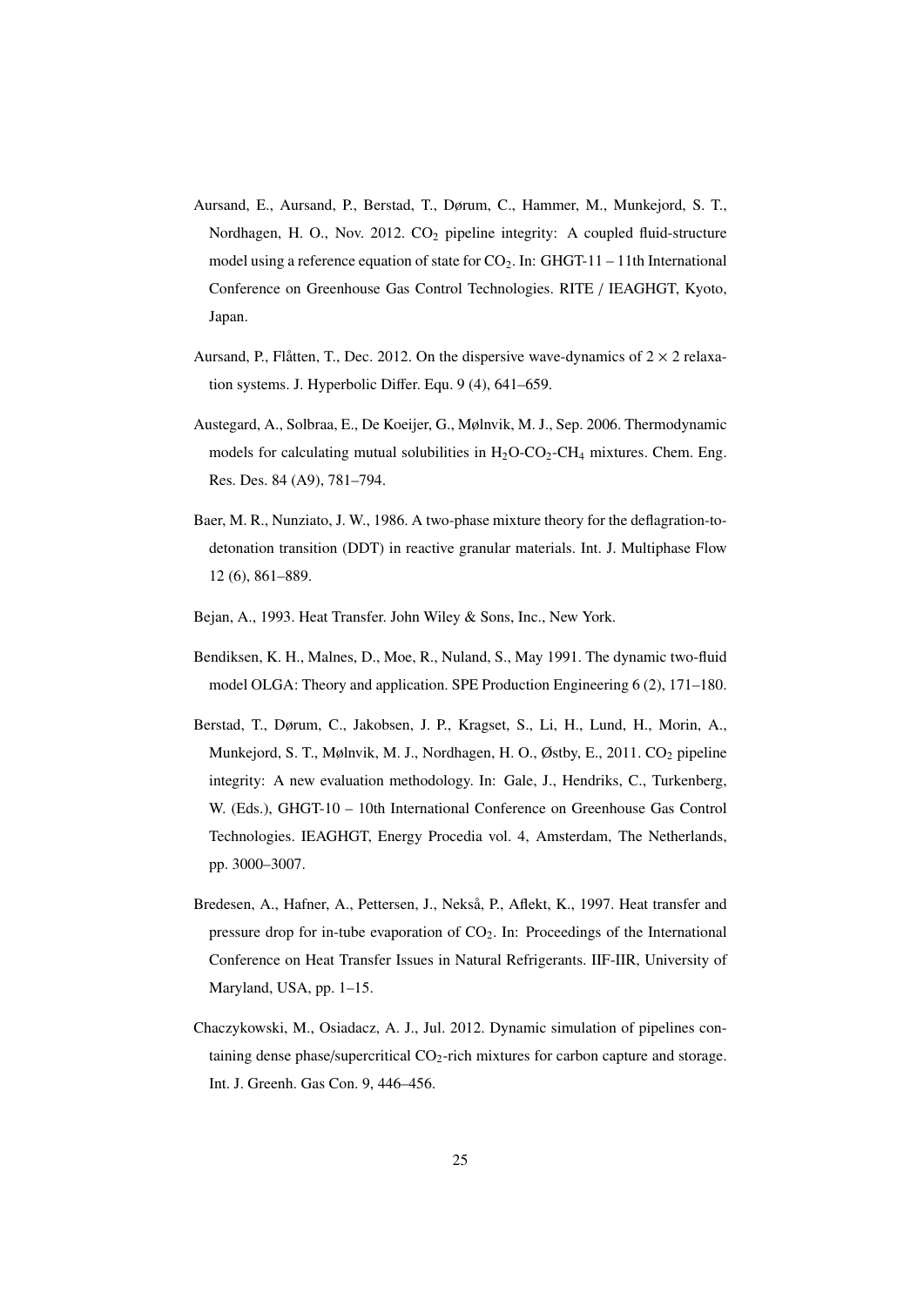Aursand, E., Aursand, P., Berstad, T., Dørum, C., Hammer, M., Munkejord, S. T., Nordhagen, H. O., Nov. 2012. $CO_2$ pipeline integrity: A coupled fluid-structure model using a reference equation of state for $CO_2$. In: GHGT-11 – 11th International Conference on Greenhouse Gas Control Technologies. RITE / IEAGHGT, Kyoto, Japan.

Aursand, P., Flåtten, T., Dec. 2012. On the dispersive wave-dynamics of $2 \times 2$ relaxation systems. J. Hyperbolic Differ. Equ. 9 (4), 641–659.

Austegard, A., Solbraa, E., De Koeijer, G., Mølnvik, M. J., Sep. 2006. Thermodynamic models for calculating mutual solubilities in $H_2O$-$CO_2$-$CH_4$ mixtures. Chem. Eng. Res. Des. 84 (A9), 781–794.

Baer, M. R., Nunziato, J. W., 1986. A two-phase mixture theory for the deflagration-to-detonation transition (DDT) in reactive granular materials. Int. J. Multiphase Flow 12 (6), 861–889.

Bejan, A., 1993. Heat Transfer. John Wiley & Sons, Inc., New York.

Bendiksen, K. H., Malnes, D., Moe, R., Nuland, S., May 1991. The dynamic two-fluid model OLGA: Theory and application. SPE Production Engineering 6 (2), 171–180.

Berstad, T., Dørum, C., Jakobsen, J. P., Kragset, S., Li, H., Lund, H., Morin, A., Munkejord, S. T., Mølnvik, M. J., Nordhagen, H. O., Østby, E., 2011. $CO_2$ pipeline integrity: A new evaluation methodology. In: Gale, J., Hendriks, C., Turkenberg, W. (Eds.), GHGT-10 – 10th International Conference on Greenhouse Gas Control Technologies. IEAGHGT, Energy Procedia vol. 4, Amsterdam, The Netherlands, pp. 3000–3007.

Bredesen, A., Hafner, A., Pettersen, J., Nekså, P., Aflekt, K., 1997. Heat transfer and pressure drop for in-tube evaporation of $CO_2$. In: Proceedings of the International Conference on Heat Transfer Issues in Natural Refrigerants. IIF-IIR, University of Maryland, USA, pp. 1–15.

Chaczykowski, M., Osiadacz, A. J., Jul. 2012. Dynamic simulation of pipelines containing dense phase/supercritical $CO_2$-rich mixtures for carbon capture and storage. Int. J. Greenh. Gas Con. 9, 446–456.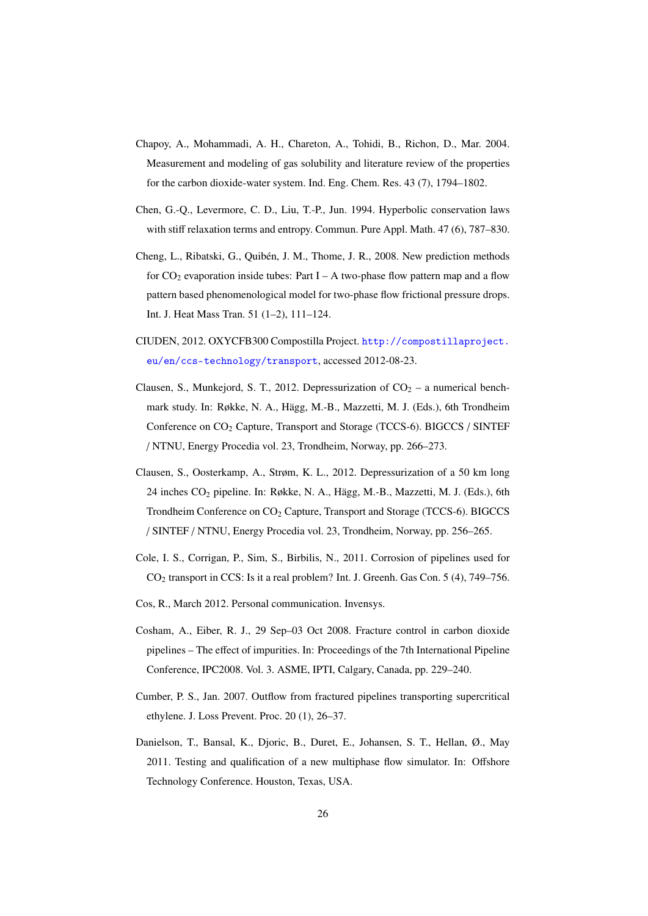Chapoy, A., Mohammadi, A. H., Chareton, A., Tohidi, B., Richon, D., Mar. 2004. Measurement and modeling of gas solubility and literature review of the properties for the carbon dioxide-water system. Ind. Eng. Chem. Res. 43 (7), 1794–1802.

Chen, G.-Q., Levermore, C. D., Liu, T.-P., Jun. 1994. Hyperbolic conservation laws with stiff relaxation terms and entropy. Commun. Pure Appl. Math. 47 (6), 787–830.

Cheng, L., Ribatski, G., Quibén, J. M., Thome, J. R., 2008. New prediction methods for $CO_2$ evaporation inside tubes: Part I – A two-phase flow pattern map and a flow pattern based phenomenological model for two-phase flow frictional pressure drops. Int. J. Heat Mass Tran. 51 (1–2), 111–124.

CIUDEN, 2012. OXYCFB300 Compostilla Project. http://compostillaproject.eu/en/ccs-technology/transport, accessed 2012-08-23.

Clausen, S., Munkejord, S. T., 2012. Depressurization of $CO_2$ – a numerical benchmark study. In: Røkke, N. A., Hägg, M.-B., Mazzetti, M. J. (Eds.), 6th Trondheim Conference on $CO_2$ Capture, Transport and Storage (TCCS-6). BIGCCS / SINTEF / NTNU, Energy Procedia vol. 23, Trondheim, Norway, pp. 266–273.

Clausen, S., Oosterkamp, A., Strøm, K. L., 2012. Depressurization of a 50 km long 24 inches $CO_2$ pipeline. In: Røkke, N. A., Hägg, M.-B., Mazzetti, M. J. (Eds.), 6th Trondheim Conference on $CO_2$ Capture, Transport and Storage (TCCS-6). BIGCCS / SINTEF / NTNU, Energy Procedia vol. 23, Trondheim, Norway, pp. 256–265.

Cole, I. S., Corrigan, P., Sim, S., Birbilis, N., 2011. Corrosion of pipelines used for $CO_2$ transport in CCS: Is it a real problem? Int. J. Greenh. Gas Con. 5 (4), 749–756.

Cos, R., March 2012. Personal communication. Invensys.

Cosham, A., Eiber, R. J., 29 Sep–03 Oct 2008. Fracture control in carbon dioxide pipelines – The effect of impurities. In: Proceedings of the 7th International Pipeline Conference, IPC2008. Vol. 3. ASME, IPTI, Calgary, Canada, pp. 229–240.

Cumber, P. S., Jan. 2007. Outflow from fractured pipelines transporting supercritical ethylene. J. Loss Prevent. Proc. 20 (1), 26–37.

Danielson, T., Bansal, K., Djoric, B., Duret, E., Johansen, S. T., Hellan, Ø., May 2011. Testing and qualification of a new multiphase flow simulator. In: Offshore Technology Conference. Houston, Texas, USA.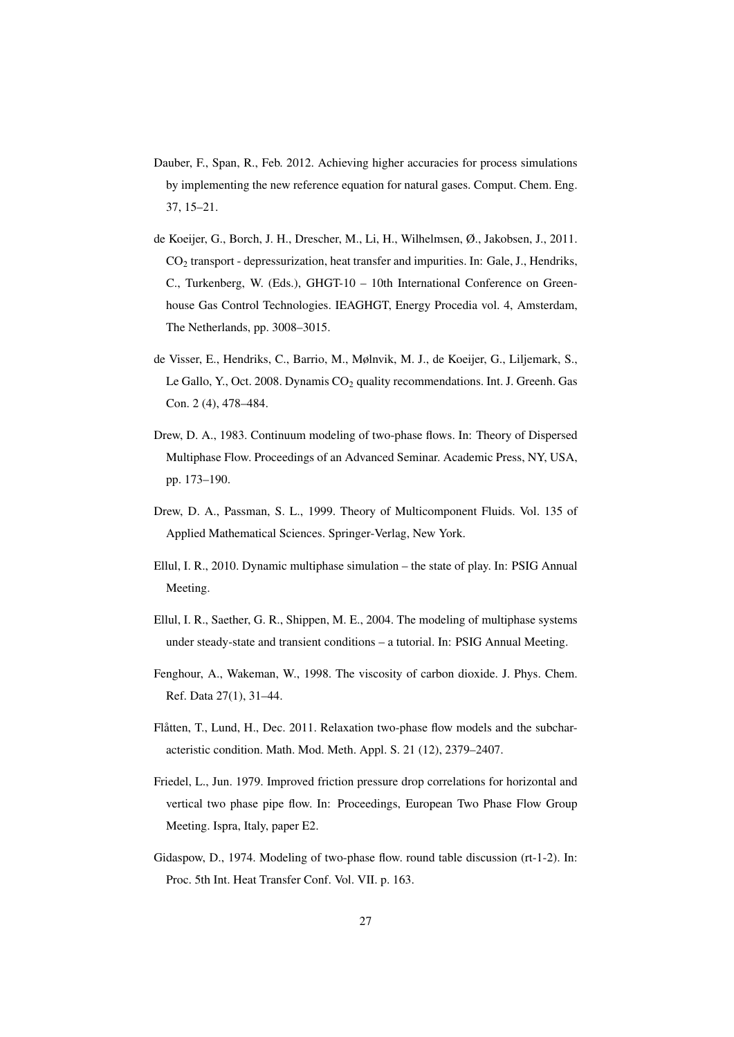Dauber, F., Span, R., Feb. 2012. Achieving higher accuracies for process simulations by implementing the new reference equation for natural gases. Comput. Chem. Eng. 37, 15–21.

de Koeijer, G., Borch, J. H., Drescher, M., Li, H., Wilhelmsen, Ø., Jakobsen, J., 2011. $CO_2$ transport - depressurization, heat transfer and impurities. In: Gale, J., Hendriks, C., Turkenberg, W. (Eds.), GHGT-10 – 10th International Conference on Greenhouse Gas Control Technologies. IEAGHGT, Energy Procedia vol. 4, Amsterdam, The Netherlands, pp. 3008–3015.

de Visser, E., Hendriks, C., Barrio, M., Mølnvik, M. J., de Koeijer, G., Liljemark, S., Le Gallo, Y., Oct. 2008. Dynamis $CO_2$ quality recommendations. Int. J. Greenh. Gas Con. 2 (4), 478–484.

Drew, D. A., 1983. Continuum modeling of two-phase flows. In: Theory of Dispersed Multiphase Flow. Proceedings of an Advanced Seminar. Academic Press, NY, USA, pp. 173–190.

Drew, D. A., Passman, S. L., 1999. Theory of Multicomponent Fluids. Vol. 135 of Applied Mathematical Sciences. Springer-Verlag, New York.

Ellul, I. R., 2010. Dynamic multiphase simulation – the state of play. In: PSIG Annual Meeting.

Ellul, I. R., Saether, G. R., Shippen, M. E., 2004. The modeling of multiphase systems under steady-state and transient conditions – a tutorial. In: PSIG Annual Meeting.

Fenghour, A., Wakeman, W., 1998. The viscosity of carbon dioxide. J. Phys. Chem. Ref. Data 27(1), 31–44.

Flåtten, T., Lund, H., Dec. 2011. Relaxation two-phase flow models and the subcharacteristic condition. Math. Mod. Meth. Appl. S. 21 (12), 2379–2407.

Friedel, L., Jun. 1979. Improved friction pressure drop correlations for horizontal and vertical two phase pipe flow. In: Proceedings, European Two Phase Flow Group Meeting. Ispra, Italy, paper E2.

Gidaspow, D., 1974. Modeling of two-phase flow. round table discussion (rt-1-2). In: Proc. 5th Int. Heat Transfer Conf. Vol. VII. p. 163.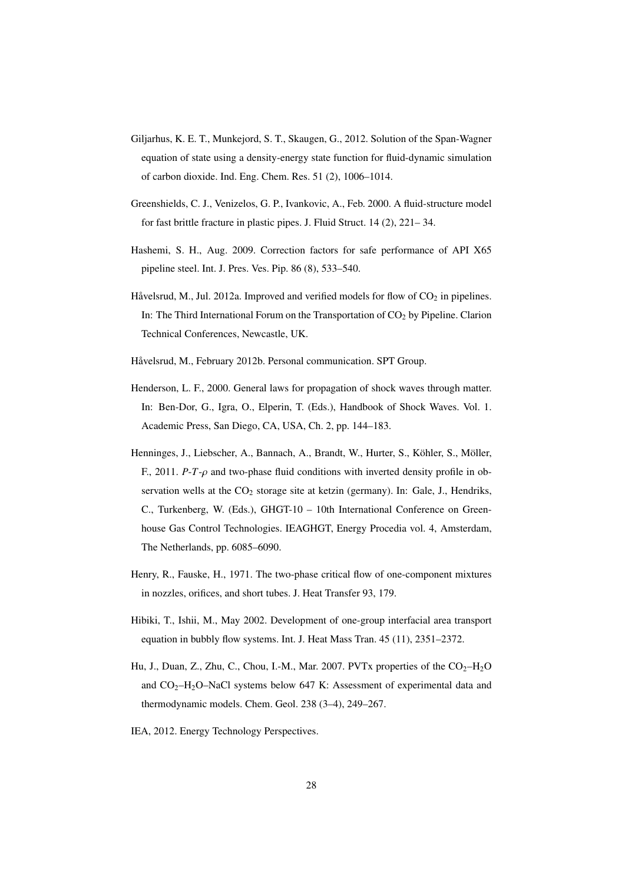Giljarhus, K. E. T., Munkejord, S. T., Skaugen, G., 2012. Solution of the Span-Wagner equation of state using a density-energy state function for fluid-dynamic simulation of carbon dioxide. Ind. Eng. Chem. Res. 51 (2), 1006–1014.

Greenshields, C. J., Venizelos, G. P., Ivankovic, A., Feb. 2000. A fluid-structure model for fast brittle fracture in plastic pipes. J. Fluid Struct. 14 (2), 221– 34.

Hashemi, S. H., Aug. 2009. Correction factors for safe performance of API X65 pipeline steel. Int. J. Pres. Ves. Pip. 86 (8), 533–540.

Håvelsrud, M., Jul. 2012a. Improved and verified models for flow of $CO_2$ in pipelines. In: The Third International Forum on the Transportation of $CO_2$ by Pipeline. Clarion Technical Conferences, Newcastle, UK.

Håvelsrud, M., February 2012b. Personal communication. SPT Group.

Henderson, L. F., 2000. General laws for propagation of shock waves through matter. In: Ben-Dor, G., Igra, O., Elperin, T. (Eds.), Handbook of Shock Waves. Vol. 1. Academic Press, San Diego, CA, USA, Ch. 2, pp. 144–183.

Henninges, J., Liebscher, A., Bannach, A., Brandt, W., Hurter, S., Köhler, S., Möller, F., 2011. $P$-$T$-$\rho$ and two-phase fluid conditions with inverted density profile in observation wells at the $CO_2$ storage site at ketzin (germany). In: Gale, J., Hendriks, C., Turkenberg, W. (Eds.), GHGT-10 – 10th International Conference on Greenhouse Gas Control Technologies. IEAGHGT, Energy Procedia vol. 4, Amsterdam, The Netherlands, pp. 6085–6090.

Henry, R., Fauske, H., 1971. The two-phase critical flow of one-component mixtures in nozzles, orifices, and short tubes. J. Heat Transfer 93, 179.

Hibiki, T., Ishii, M., May 2002. Development of one-group interfacial area transport equation in bubbly flow systems. Int. J. Heat Mass Tran. 45 (11), 2351–2372.

Hu, J., Duan, Z., Zhu, C., Chou, I.-M., Mar. 2007. PVTx properties of the $CO_2$–$H_2O$ and $CO_2$–$H_2O$–NaCl systems below 647 K: Assessment of experimental data and thermodynamic models. Chem. Geol. 238 (3–4), 249–267.

IEA, 2012. Energy Technology Perspectives.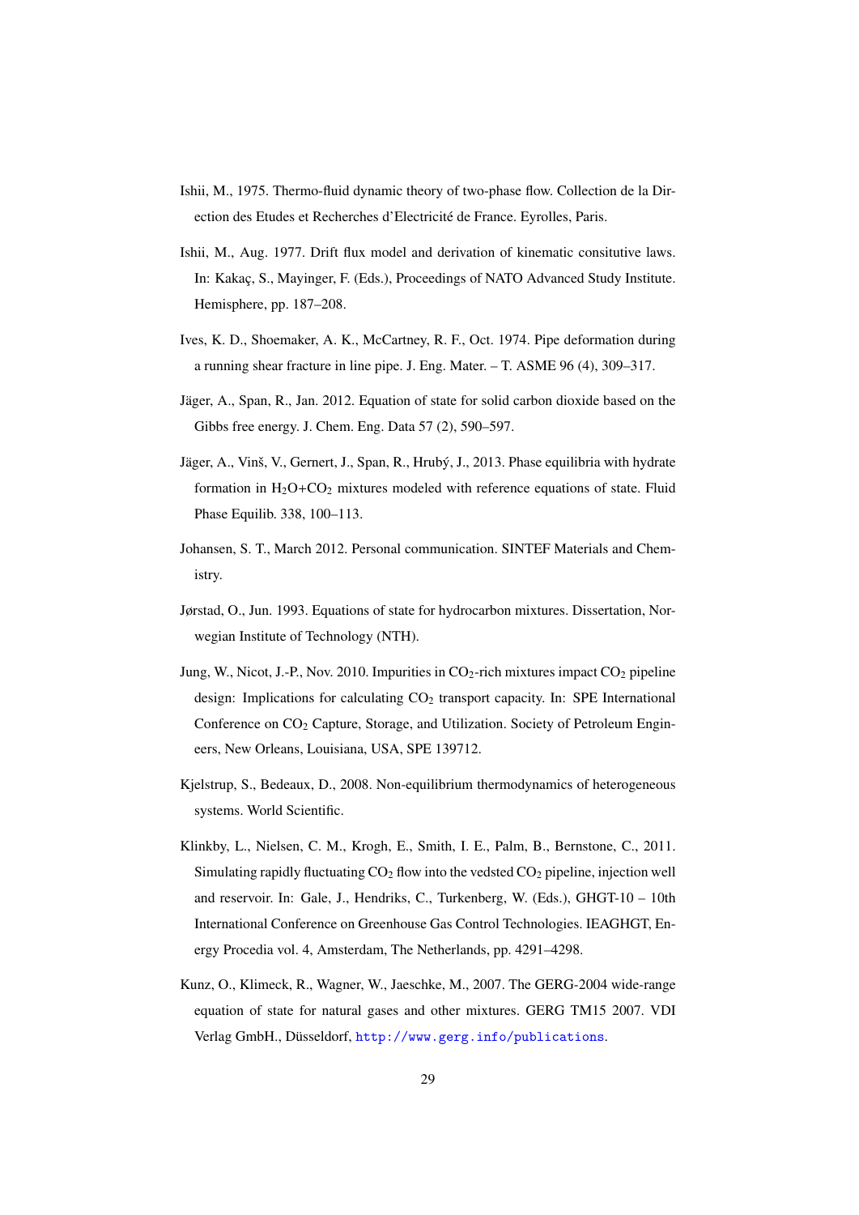Ishii, M., 1975. Thermo-fluid dynamic theory of two-phase flow. Collection de la Direction des Etudes et Recherches d'Electricité de France. Eyrolles, Paris.

Ishii, M., Aug. 1977. Drift flux model and derivation of kinematic consitutive laws. In: Kakaç, S., Mayinger, F. (Eds.), Proceedings of NATO Advanced Study Institute. Hemisphere, pp. 187–208.

Ives, K. D., Shoemaker, A. K., McCartney, R. F., Oct. 1974. Pipe deformation during a running shear fracture in line pipe. J. Eng. Mater. – T. ASME 96 (4), 309–317.

Jäger, A., Span, R., Jan. 2012. Equation of state for solid carbon dioxide based on the Gibbs free energy. J. Chem. Eng. Data 57 (2), 590–597.

Jäger, A., Vinš, V., Gernert, J., Span, R., Hrubý, J., 2013. Phase equilibria with hydrate formation in $H_2O$+$CO_2$ mixtures modeled with reference equations of state. Fluid Phase Equilib. 338, 100–113.

Johansen, S. T., March 2012. Personal communication. SINTEF Materials and Chemistry.

Jørstad, O., Jun. 1993. Equations of state for hydrocarbon mixtures. Dissertation, Norwegian Institute of Technology (NTH).

Jung, W., Nicot, J.-P., Nov. 2010. Impurities in $CO_2$-rich mixtures impact $CO_2$ pipeline design: Implications for calculating $CO_2$ transport capacity. In: SPE International Conference on $CO_2$ Capture, Storage, and Utilization. Society of Petroleum Engineers, New Orleans, Louisiana, USA, SPE 139712.

Kjelstrup, S., Bedeaux, D., 2008. Non-equilibrium thermodynamics of heterogeneous systems. World Scientific.

Klinkby, L., Nielsen, C. M., Krogh, E., Smith, I. E., Palm, B., Bernstone, C., 2011. Simulating rapidly fluctuating $CO_2$ flow into the vedsted $CO_2$ pipeline, injection well and reservoir. In: Gale, J., Hendriks, C., Turkenberg, W. (Eds.), GHGT-10 – 10th International Conference on Greenhouse Gas Control Technologies. IEAGHGT, Energy Procedia vol. 4, Amsterdam, The Netherlands, pp. 4291–4298.

Kunz, O., Klimeck, R., Wagner, W., Jaeschke, M., 2007. The GERG-2004 wide-range equation of state for natural gases and other mixtures. GERG TM15 2007. VDI Verlag GmbH., Düsseldorf, http://www.gerg.info/publications.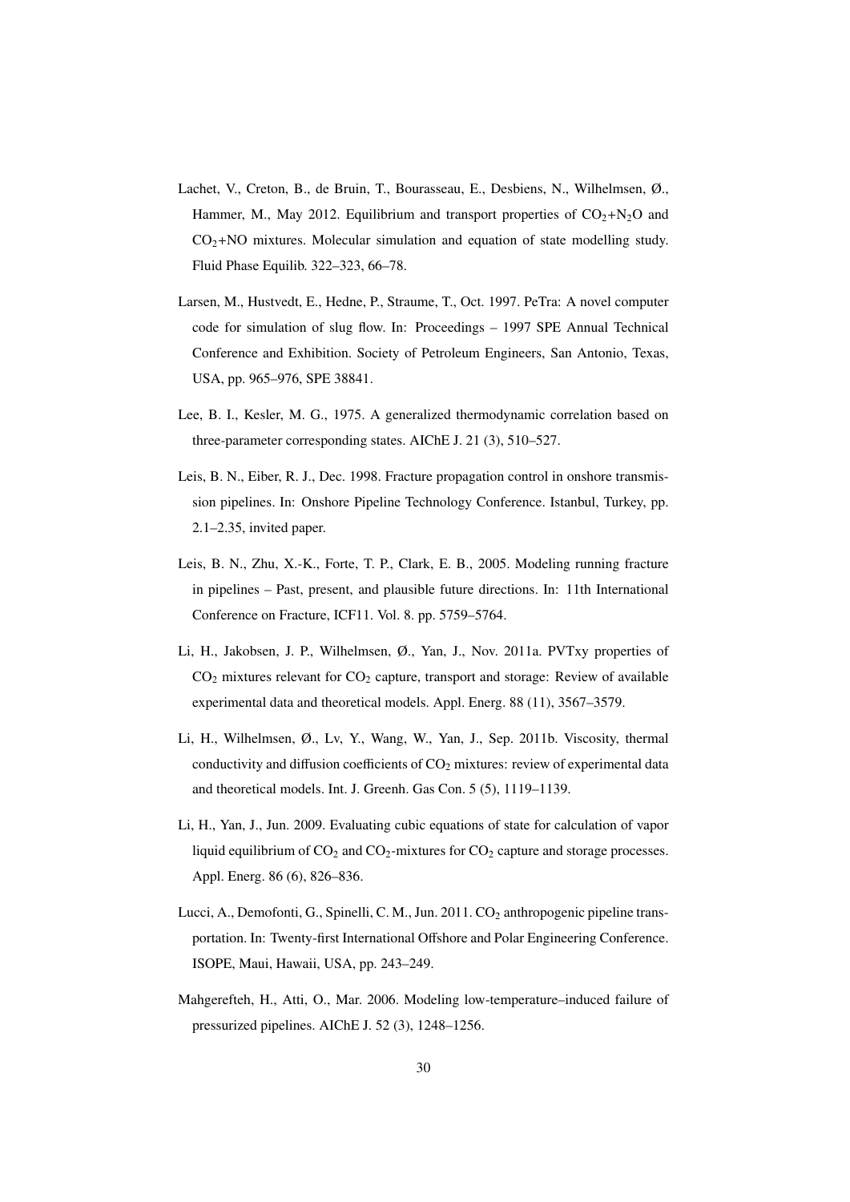Lachet, V., Creton, B., de Bruin, T., Bourasseau, E., Desbiens, N., Wilhelmsen, Ø., Hammer, M., May 2012. Equilibrium and transport properties of $CO_2$+$N_2O$ and $CO_2$+NO mixtures. Molecular simulation and equation of state modelling study. Fluid Phase Equilib. 322–323, 66–78.

Larsen, M., Hustvedt, E., Hedne, P., Straume, T., Oct. 1997. PeTra: A novel computer code for simulation of slug flow. In: Proceedings – 1997 SPE Annual Technical Conference and Exhibition. Society of Petroleum Engineers, San Antonio, Texas, USA, pp. 965–976, SPE 38841.

Lee, B. I., Kesler, M. G., 1975. A generalized thermodynamic correlation based on three-parameter corresponding states. AIChE J. 21 (3), 510–527.

Leis, B. N., Eiber, R. J., Dec. 1998. Fracture propagation control in onshore transmission pipelines. In: Onshore Pipeline Technology Conference. Istanbul, Turkey, pp. 2.1–2.35, invited paper.

Leis, B. N., Zhu, X.-K., Forte, T. P., Clark, E. B., 2005. Modeling running fracture in pipelines – Past, present, and plausible future directions. In: 11th International Conference on Fracture, ICF11. Vol. 8. pp. 5759–5764.

Li, H., Jakobsen, J. P., Wilhelmsen, Ø., Yan, J., Nov. 2011a. PVTxy properties of $CO_2$ mixtures relevant for $CO_2$ capture, transport and storage: Review of available experimental data and theoretical models. Appl. Energ. 88 (11), 3567–3579.

Li, H., Wilhelmsen, Ø., Lv, Y., Wang, W., Yan, J., Sep. 2011b. Viscosity, thermal conductivity and diffusion coefficients of $CO_2$ mixtures: review of experimental data and theoretical models. Int. J. Greenh. Gas Con. 5 (5), 1119–1139.

Li, H., Yan, J., Jun. 2009. Evaluating cubic equations of state for calculation of vapor liquid equilibrium of $CO_2$ and $CO_2$-mixtures for $CO_2$ capture and storage processes. Appl. Energ. 86 (6), 826–836.

Lucci, A., Demofonti, G., Spinelli, C. M., Jun. 2011. $CO_2$ anthropogenic pipeline transportation. In: Twenty-first International Offshore and Polar Engineering Conference. ISOPE, Maui, Hawaii, USA, pp. 243–249.

Mahgerefteh, H., Atti, O., Mar. 2006. Modeling low-temperature–induced failure of pressurized pipelines. AIChE J. 52 (3), 1248–1256.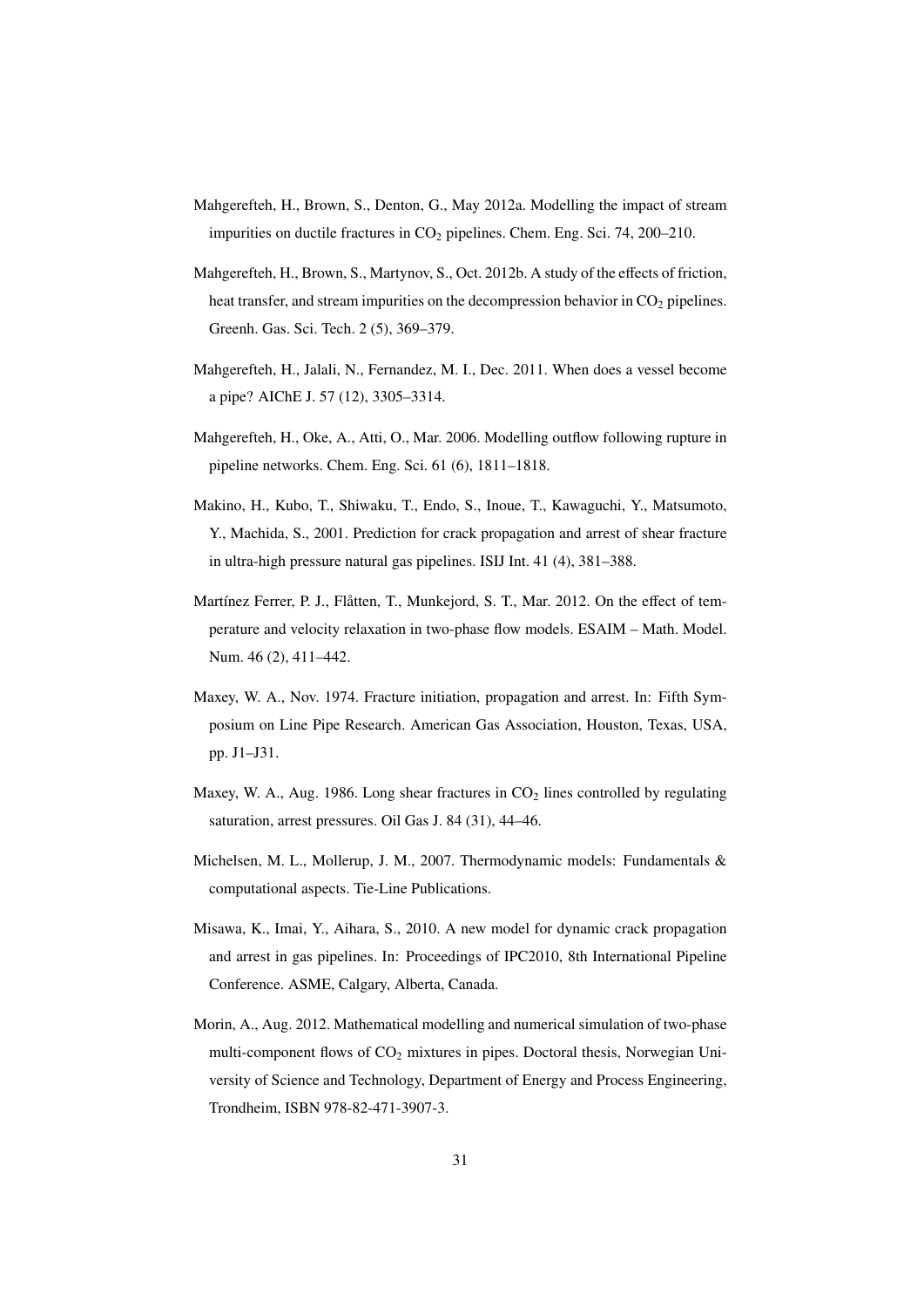Mahgerefteh, H., Brown, S., Denton, G., May 2012a. Modelling the impact of stream impurities on ductile fractures in $CO_2$ pipelines. Chem. Eng. Sci. 74, 200–210.

Mahgerefteh, H., Brown, S., Martynov, S., Oct. 2012b. A study of the effects of friction, heat transfer, and stream impurities on the decompression behavior in $CO_2$ pipelines. Greenh. Gas. Sci. Tech. 2 (5), 369–379.

Mahgerefteh, H., Jalali, N., Fernandez, M. I., Dec. 2011. When does a vessel become a pipe? AIChE J. 57 (12), 3305–3314.

Mahgerefteh, H., Oke, A., Atti, O., Mar. 2006. Modelling outflow following rupture in pipeline networks. Chem. Eng. Sci. 61 (6), 1811–1818.

Makino, H., Kubo, T., Shiwaku, T., Endo, S., Inoue, T., Kawaguchi, Y., Matsumoto, Y., Machida, S., 2001. Prediction for crack propagation and arrest of shear fracture in ultra-high pressure natural gas pipelines. ISIJ Int. 41 (4), 381–388.

Martínez Ferrer, P. J., Flåtten, T., Munkejord, S. T., Mar. 2012. On the effect of temperature and velocity relaxation in two-phase flow models. ESAIM – Math. Model. Num. 46 (2), 411–442.

Maxey, W. A., Nov. 1974. Fracture initiation, propagation and arrest. In: Fifth Symposium on Line Pipe Research. American Gas Association, Houston, Texas, USA, pp. J1–J31.

Maxey, W. A., Aug. 1986. Long shear fractures in $CO_2$ lines controlled by regulating saturation, arrest pressures. Oil Gas J. 84 (31), 44–46.

Michelsen, M. L., Mollerup, J. M., 2007. Thermodynamic models: Fundamentals & computational aspects. Tie-Line Publications.

Misawa, K., Imai, Y., Aihara, S., 2010. A new model for dynamic crack propagation and arrest in gas pipelines. In: Proceedings of IPC2010, 8th International Pipeline Conference. ASME, Calgary, Alberta, Canada.

Morin, A., Aug. 2012. Mathematical modelling and numerical simulation of two-phase multi-component flows of $CO_2$ mixtures in pipes. Doctoral thesis, Norwegian University of Science and Technology, Department of Energy and Process Engineering, Trondheim, ISBN 978-82-471-3907-3.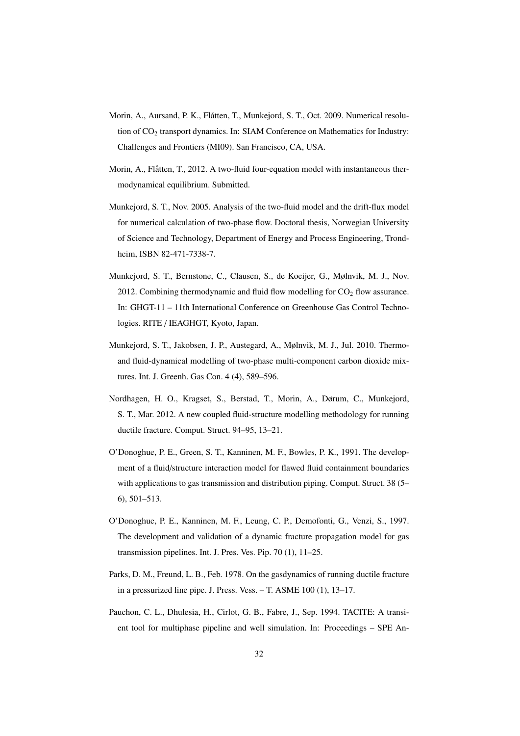Morin, A., Aursand, P. K., Flåtten, T., Munkejord, S. T., Oct. 2009. Numerical resolution of $CO_2$ transport dynamics. In: SIAM Conference on Mathematics for Industry: Challenges and Frontiers (MI09). San Francisco, CA, USA.

Morin, A., Flåtten, T., 2012. A two-fluid four-equation model with instantaneous thermodynamical equilibrium. Submitted.

Munkejord, S. T., Nov. 2005. Analysis of the two-fluid model and the drift-flux model for numerical calculation of two-phase flow. Doctoral thesis, Norwegian University of Science and Technology, Department of Energy and Process Engineering, Trondheim, ISBN 82-471-7338-7.

Munkejord, S. T., Bernstone, C., Clausen, S., de Koeijer, G., Mølnvik, M. J., Nov. 2012. Combining thermodynamic and fluid flow modelling for $CO_2$ flow assurance. In: GHGT-11 – 11th International Conference on Greenhouse Gas Control Technologies. RITE / IEAGHGT, Kyoto, Japan.

Munkejord, S. T., Jakobsen, J. P., Austegard, A., Mølnvik, M. J., Jul. 2010. Thermo- and fluid-dynamical modelling of two-phase multi-component carbon dioxide mixtures. Int. J. Greenh. Gas Con. 4 (4), 589–596.

Nordhagen, H. O., Kragset, S., Berstad, T., Morin, A., Dørum, C., Munkejord, S. T., Mar. 2012. A new coupled fluid-structure modelling methodology for running ductile fracture. Comput. Struct. 94–95, 13–21.

O'Donoghue, P. E., Green, S. T., Kanninen, M. F., Bowles, P. K., 1991. The development of a fluid/structure interaction model for flawed fluid containment boundaries with applications to gas transmission and distribution piping. Comput. Struct. 38 (5–6), 501–513.

O'Donoghue, P. E., Kanninen, M. F., Leung, C. P., Demofonti, G., Venzi, S., 1997. The development and validation of a dynamic fracture propagation model for gas transmission pipelines. Int. J. Pres. Ves. Pip. 70 (1), 11–25.

Parks, D. M., Freund, L. B., Feb. 1978. On the gasdynamics of running ductile fracture in a pressurized line pipe. J. Press. Vess. – T. ASME 100 (1), 13–17.

Pauchon, C. L., Dhulesia, H., Cirlot, G. B., Fabre, J., Sep. 1994. TACITE: A transient tool for multiphase pipeline and well simulation. In: Proceedings – SPE An-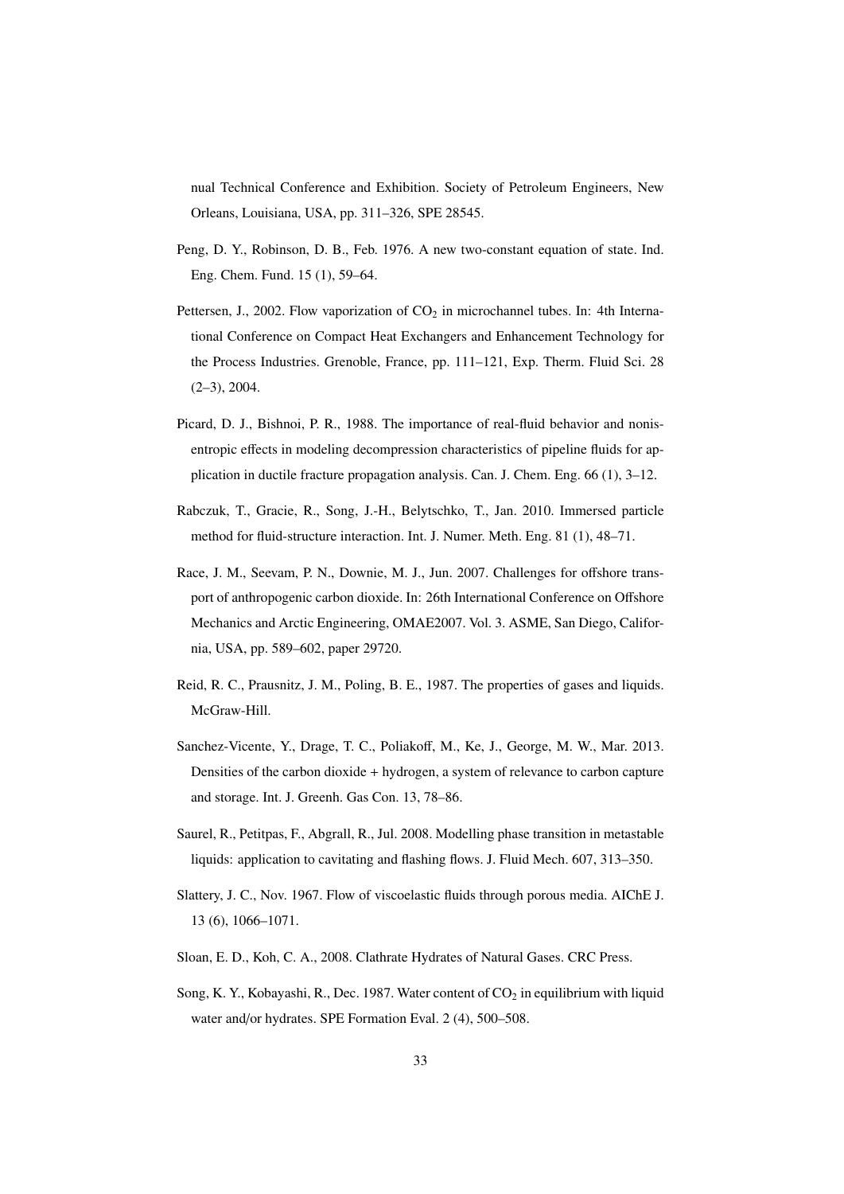nual Technical Conference and Exhibition. Society of Petroleum Engineers, New Orleans, Louisiana, USA, pp. 311–326, SPE 28545.

Peng, D. Y., Robinson, D. B., Feb. 1976. A new two-constant equation of state. Ind. Eng. Chem. Fund. 15 (1), 59–64.

Pettersen, J., 2002. Flow vaporization of $CO_2$ in microchannel tubes. In: 4th International Conference on Compact Heat Exchangers and Enhancement Technology for the Process Industries. Grenoble, France, pp. 111–121, Exp. Therm. Fluid Sci. 28 (2–3), 2004.

Picard, D. J., Bishnoi, P. R., 1988. The importance of real-fluid behavior and nonisentropic effects in modeling decompression characteristics of pipeline fluids for application in ductile fracture propagation analysis. Can. J. Chem. Eng. 66 (1), 3–12.

Rabczuk, T., Gracie, R., Song, J.-H., Belytschko, T., Jan. 2010. Immersed particle method for fluid-structure interaction. Int. J. Numer. Meth. Eng. 81 (1), 48–71.

Race, J. M., Seevam, P. N., Downie, M. J., Jun. 2007. Challenges for offshore transport of anthropogenic carbon dioxide. In: 26th International Conference on Offshore Mechanics and Arctic Engineering, OMAE2007. Vol. 3. ASME, San Diego, California, USA, pp. 589–602, paper 29720.

Reid, R. C., Prausnitz, J. M., Poling, B. E., 1987. The properties of gases and liquids. McGraw-Hill.

Sanchez-Vicente, Y., Drage, T. C., Poliakoff, M., Ke, J., George, M. W., Mar. 2013. Densities of the carbon dioxide + hydrogen, a system of relevance to carbon capture and storage. Int. J. Greenh. Gas Con. 13, 78–86.

Saurel, R., Petitpas, F., Abgrall, R., Jul. 2008. Modelling phase transition in metastable liquids: application to cavitating and flashing flows. J. Fluid Mech. 607, 313–350.

Slattery, J. C., Nov. 1967. Flow of viscoelastic fluids through porous media. AIChE J. 13 (6), 1066–1071.

Sloan, E. D., Koh, C. A., 2008. Clathrate Hydrates of Natural Gases. CRC Press.

Song, K. Y., Kobayashi, R., Dec. 1987. Water content of $CO_2$ in equilibrium with liquid water and/or hydrates. SPE Formation Eval. 2 (4), 500–508.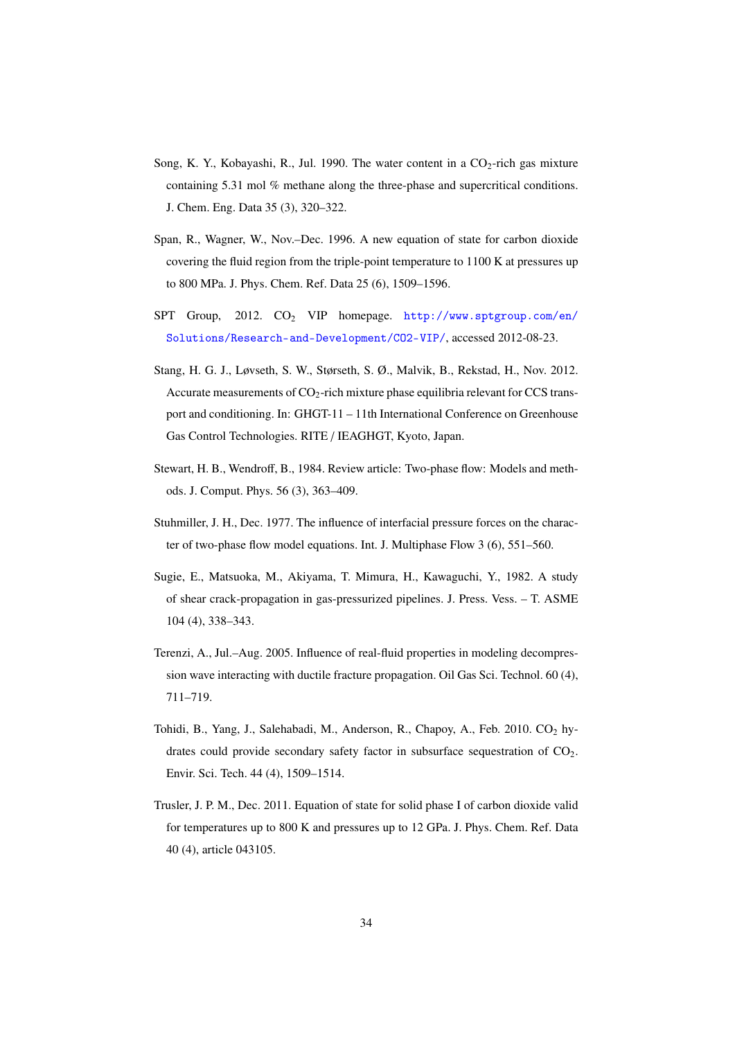Song, K. Y., Kobayashi, R., Jul. 1990. The water content in a $CO_2$-rich gas mixture containing 5.31 mol % methane along the three-phase and supercritical conditions. J. Chem. Eng. Data 35 (3), 320–322.

Span, R., Wagner, W., Nov.–Dec. 1996. A new equation of state for carbon dioxide covering the fluid region from the triple-point temperature to 1100 K at pressures up to 800 MPa. J. Phys. Chem. Ref. Data 25 (6), 1509–1596.

SPT Group, 2012. $CO_2$ VIP homepage. http://www.sptgroup.com/en/Solutions/Research-and-Development/CO2-VIP/, accessed 2012-08-23.

Stang, H. G. J., Løvseth, S. W., Størseth, S. Ø., Malvik, B., Rekstad, H., Nov. 2012. Accurate measurements of $CO_2$-rich mixture phase equilibria relevant for CCS transport and conditioning. In: GHGT-11 – 11th International Conference on Greenhouse Gas Control Technologies. RITE / IEAGHGT, Kyoto, Japan.

Stewart, H. B., Wendroff, B., 1984. Review article: Two-phase flow: Models and methods. J. Comput. Phys. 56 (3), 363–409.

Stuhmiller, J. H., Dec. 1977. The influence of interfacial pressure forces on the character of two-phase flow model equations. Int. J. Multiphase Flow 3 (6), 551–560.

Sugie, E., Matsuoka, M., Akiyama, T. Mimura, H., Kawaguchi, Y., 1982. A study of shear crack-propagation in gas-pressurized pipelines. J. Press. Vess. – T. ASME 104 (4), 338–343.

Terenzi, A., Jul.–Aug. 2005. Influence of real-fluid properties in modeling decompression wave interacting with ductile fracture propagation. Oil Gas Sci. Technol. 60 (4), 711–719.

Tohidi, B., Yang, J., Salehabadi, M., Anderson, R., Chapoy, A., Feb. 2010. $CO_2$ hydrates could provide secondary safety factor in subsurface sequestration of $CO_2$. Envir. Sci. Tech. 44 (4), 1509–1514.

Trusler, J. P. M., Dec. 2011. Equation of state for solid phase I of carbon dioxide valid for temperatures up to 800 K and pressures up to 12 GPa. J. Phys. Chem. Ref. Data 40 (4), article 043105.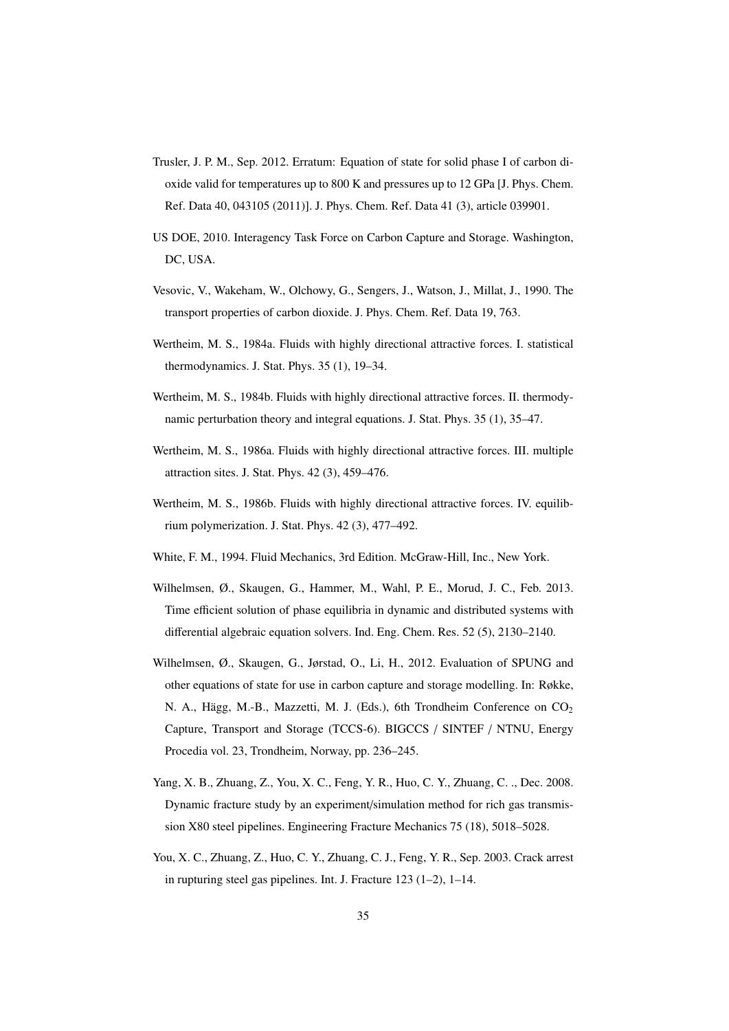Trusler, J. P. M., Sep. 2012. Erratum: Equation of state for solid phase I of carbon dioxide valid for temperatures up to 800 K and pressures up to 12 GPa [J. Phys. Chem. Ref. Data 40, 043105 (2011)]. J. Phys. Chem. Ref. Data 41 (3), article 039901.

US DOE, 2010. Interagency Task Force on Carbon Capture and Storage. Washington, DC, USA.

Vesovic, V., Wakeham, W., Olchowy, G., Sengers, J., Watson, J., Millat, J., 1990. The transport properties of carbon dioxide. J. Phys. Chem. Ref. Data 19, 763.

Wertheim, M. S., 1984a. Fluids with highly directional attractive forces. I. statistical thermodynamics. J. Stat. Phys. 35 (1), 19–34.

Wertheim, M. S., 1984b. Fluids with highly directional attractive forces. II. thermodynamic perturbation theory and integral equations. J. Stat. Phys. 35 (1), 35–47.

Wertheim, M. S., 1986a. Fluids with highly directional attractive forces. III. multiple attraction sites. J. Stat. Phys. 42 (3), 459–476.

Wertheim, M. S., 1986b. Fluids with highly directional attractive forces. IV. equilibrium polymerization. J. Stat. Phys. 42 (3), 477–492.

White, F. M., 1994. Fluid Mechanics, 3rd Edition. McGraw-Hill, Inc., New York.

Wilhelmsen, Ø., Skaugen, G., Hammer, M., Wahl, P. E., Morud, J. C., Feb. 2013. Time efficient solution of phase equilibria in dynamic and distributed systems with differential algebraic equation solvers. Ind. Eng. Chem. Res. 52 (5), 2130–2140.

Wilhelmsen, Ø., Skaugen, G., Jørstad, O., Li, H., 2012. Evaluation of SPUNG and other equations of state for use in carbon capture and storage modelling. In: Røkke, N. A., Hägg, M.-B., Mazzetti, M. J. (Eds.), 6th Trondheim Conference on $CO_2$ Capture, Transport and Storage (TCCS-6). BIGCCS / SINTEF / NTNU, Energy Procedia vol. 23, Trondheim, Norway, pp. 236–245.

Yang, X. B., Zhuang, Z., You, X. C., Feng, Y. R., Huo, C. Y., Zhuang, C. ., Dec. 2008. Dynamic fracture study by an experiment/simulation method for rich gas transmission X80 steel pipelines. Engineering Fracture Mechanics 75 (18), 5018–5028.

You, X. C., Zhuang, Z., Huo, C. Y., Zhuang, C. J., Feng, Y. R., Sep. 2003. Crack arrest in rupturing steel gas pipelines. Int. J. Fracture 123 (1–2), 1–14.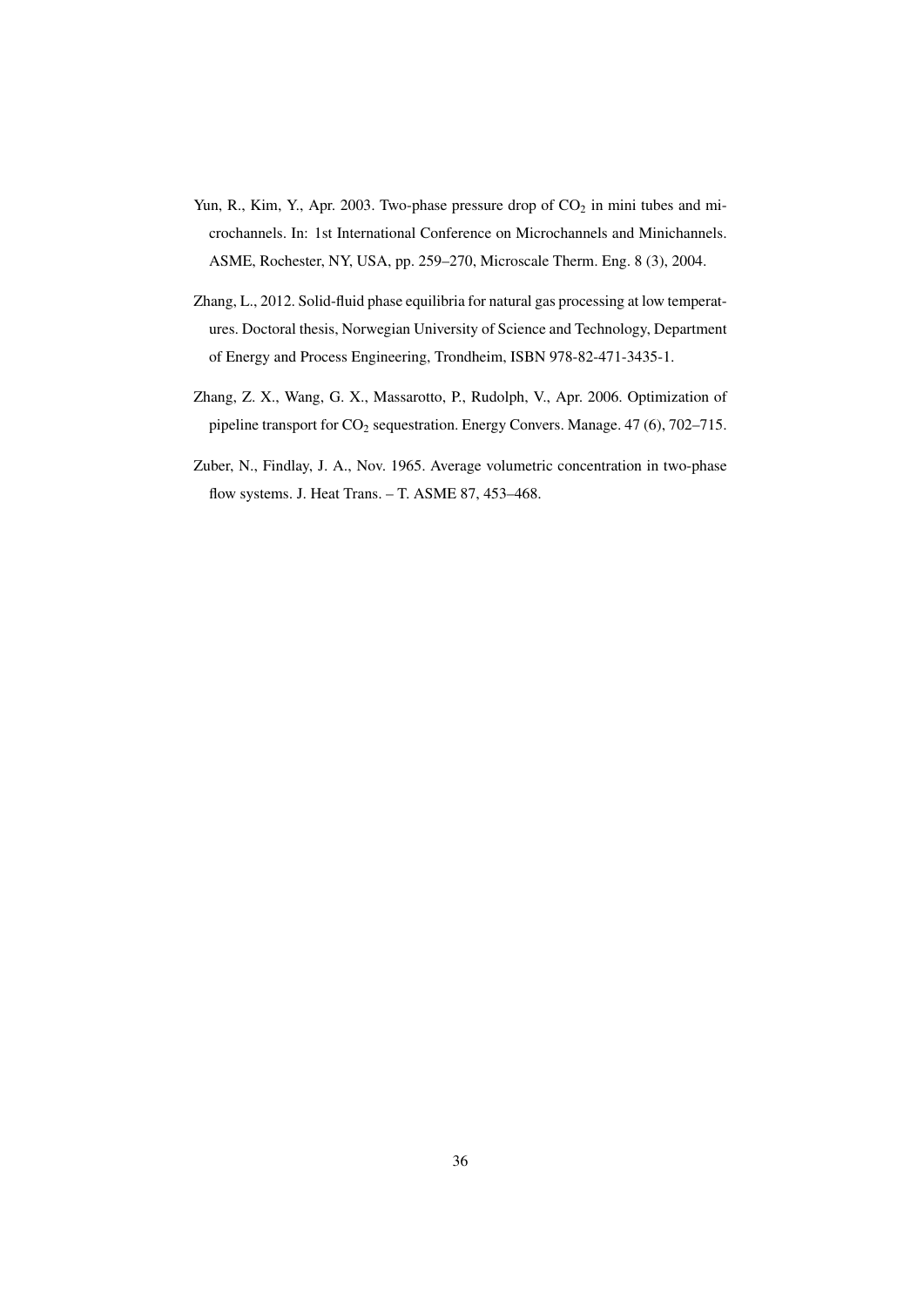Yun, R., Kim, Y., Apr. 2003. Two-phase pressure drop of $CO_2$ in mini tubes and microchannels. In: 1st International Conference on Microchannels and Minichannels. ASME, Rochester, NY, USA, pp. 259–270, Microscale Therm. Eng. 8 (3), 2004.

Zhang, L., 2012. Solid-fluid phase equilibria for natural gas processing at low temperatures. Doctoral thesis, Norwegian University of Science and Technology, Department of Energy and Process Engineering, Trondheim, ISBN 978-82-471-3435-1.

Zhang, Z. X., Wang, G. X., Massarotto, P., Rudolph, V., Apr. 2006. Optimization of pipeline transport for $CO_2$ sequestration. Energy Convers. Manage. 47 (6), 702–715.

Zuber, N., Findlay, J. A., Nov. 1965. Average volumetric concentration in two-phase flow systems. J. Heat Trans. – T. ASME 87, 453–468.